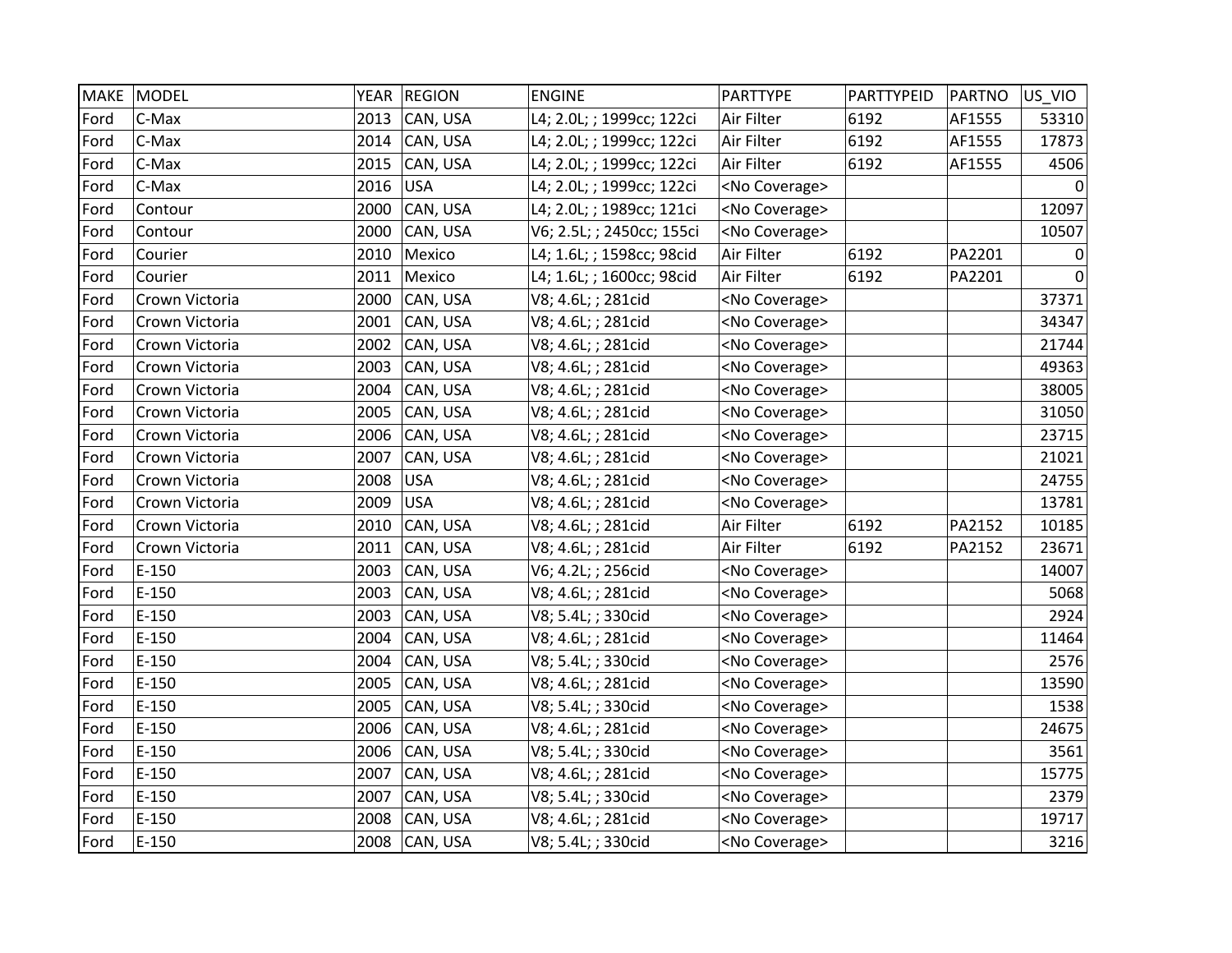| MAKE | MODEL | YEAR | REGION | ENGINE | PARTTYPE | PARTTYPEID | PARTNO | US_VIO |
|---|---|---|---|---|---|---|---|---|
| Ford | C-Max | 2013 | CAN, USA | L4; 2.0L; ; 1999cc; 122ci | Air Filter | 6192 | AF1555 | 53310 |
| Ford | C-Max | 2014 | CAN, USA | L4; 2.0L; ; 1999cc; 122ci | Air Filter | 6192 | AF1555 | 17873 |
| Ford | C-Max | 2015 | CAN, USA | L4; 2.0L; ; 1999cc; 122ci | Air Filter | 6192 | AF1555 | 4506 |
| Ford | C-Max | 2016 | USA | L4; 2.0L; ; 1999cc; 122ci | <No Coverage> | | | 0 |
| Ford | Contour | 2000 | CAN, USA | L4; 2.0L; ; 1989cc; 121ci | <No Coverage> | | | 12097 |
| Ford | Contour | 2000 | CAN, USA | V6; 2.5L; ; 2450cc; 155ci | <No Coverage> | | | 10507 |
| Ford | Courier | 2010 | Mexico | L4; 1.6L; ; 1598cc; 98cid | Air Filter | 6192 | PA2201 | 0 |
| Ford | Courier | 2011 | Mexico | L4; 1.6L; ; 1600cc; 98cid | Air Filter | 6192 | PA2201 | 0 |
| Ford | Crown Victoria | 2000 | CAN, USA | V8; 4.6L; ; 281cid | <No Coverage> | | | 37371 |
| Ford | Crown Victoria | 2001 | CAN, USA | V8; 4.6L; ; 281cid | <No Coverage> | | | 34347 |
| Ford | Crown Victoria | 2002 | CAN, USA | V8; 4.6L; ; 281cid | <No Coverage> | | | 21744 |
| Ford | Crown Victoria | 2003 | CAN, USA | V8; 4.6L; ; 281cid | <No Coverage> | | | 49363 |
| Ford | Crown Victoria | 2004 | CAN, USA | V8; 4.6L; ; 281cid | <No Coverage> | | | 38005 |
| Ford | Crown Victoria | 2005 | CAN, USA | V8; 4.6L; ; 281cid | <No Coverage> | | | 31050 |
| Ford | Crown Victoria | 2006 | CAN, USA | V8; 4.6L; ; 281cid | <No Coverage> | | | 23715 |
| Ford | Crown Victoria | 2007 | CAN, USA | V8; 4.6L; ; 281cid | <No Coverage> | | | 21021 |
| Ford | Crown Victoria | 2008 | USA | V8; 4.6L; ; 281cid | <No Coverage> | | | 24755 |
| Ford | Crown Victoria | 2009 | USA | V8; 4.6L; ; 281cid | <No Coverage> | | | 13781 |
| Ford | Crown Victoria | 2010 | CAN, USA | V8; 4.6L; ; 281cid | Air Filter | 6192 | PA2152 | 10185 |
| Ford | Crown Victoria | 2011 | CAN, USA | V8; 4.6L; ; 281cid | Air Filter | 6192 | PA2152 | 23671 |
| Ford | E-150 | 2003 | CAN, USA | V6; 4.2L; ; 256cid | <No Coverage> | | | 14007 |
| Ford | E-150 | 2003 | CAN, USA | V8; 4.6L; ; 281cid | <No Coverage> | | | 5068 |
| Ford | E-150 | 2003 | CAN, USA | V8; 5.4L; ; 330cid | <No Coverage> | | | 2924 |
| Ford | E-150 | 2004 | CAN, USA | V8; 4.6L; ; 281cid | <No Coverage> | | | 11464 |
| Ford | E-150 | 2004 | CAN, USA | V8; 5.4L; ; 330cid | <No Coverage> | | | 2576 |
| Ford | E-150 | 2005 | CAN, USA | V8; 4.6L; ; 281cid | <No Coverage> | | | 13590 |
| Ford | E-150 | 2005 | CAN, USA | V8; 5.4L; ; 330cid | <No Coverage> | | | 1538 |
| Ford | E-150 | 2006 | CAN, USA | V8; 4.6L; ; 281cid | <No Coverage> | | | 24675 |
| Ford | E-150 | 2006 | CAN, USA | V8; 5.4L; ; 330cid | <No Coverage> | | | 3561 |
| Ford | E-150 | 2007 | CAN, USA | V8; 4.6L; ; 281cid | <No Coverage> | | | 15775 |
| Ford | E-150 | 2007 | CAN, USA | V8; 5.4L; ; 330cid | <No Coverage> | | | 2379 |
| Ford | E-150 | 2008 | CAN, USA | V8; 4.6L; ; 281cid | <No Coverage> | | | 19717 |
| Ford | E-150 | 2008 | CAN, USA | V8; 5.4L; ; 330cid | <No Coverage> | | | 3216 |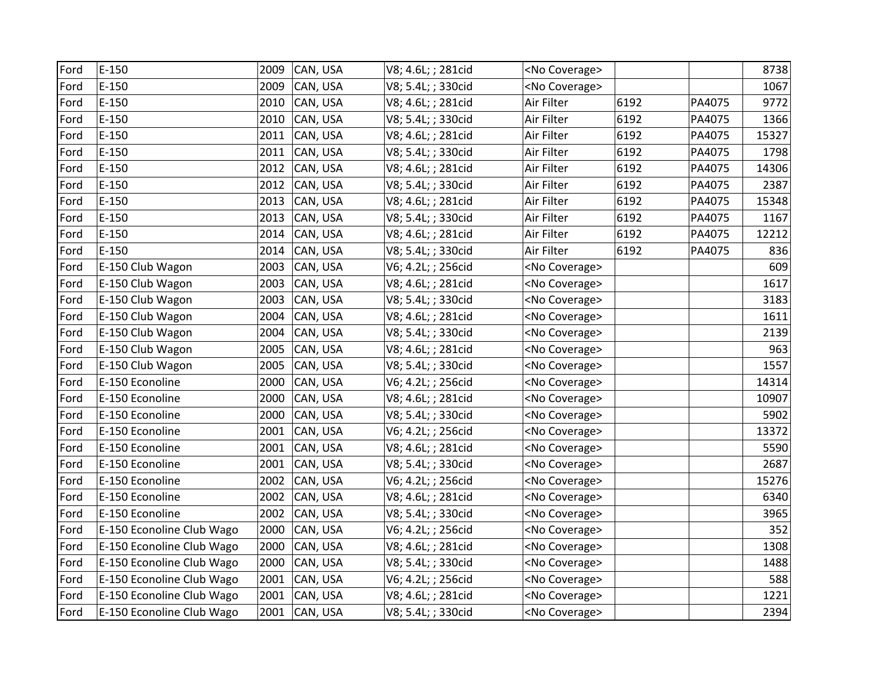| Ford | E-150 | 2009 | CAN, USA | V8; 4.6L; ; 281cid | <No Coverage> | | | 8738 |
|---|---|---|---|---|---|---|---|---|
| Ford | E-150 | 2009 | CAN, USA | V8; 5.4L; ; 330cid | <No Coverage> | | | 1067 |
| Ford | E-150 | 2010 | CAN, USA | V8; 4.6L; ; 281cid | Air Filter | 6192 | PA4075 | 9772 |
| Ford | E-150 | 2010 | CAN, USA | V8; 5.4L; ; 330cid | Air Filter | 6192 | PA4075 | 1366 |
| Ford | E-150 | 2011 | CAN, USA | V8; 4.6L; ; 281cid | Air Filter | 6192 | PA4075 | 15327 |
| Ford | E-150 | 2011 | CAN, USA | V8; 5.4L; ; 330cid | Air Filter | 6192 | PA4075 | 1798 |
| Ford | E-150 | 2012 | CAN, USA | V8; 4.6L; ; 281cid | Air Filter | 6192 | PA4075 | 14306 |
| Ford | E-150 | 2012 | CAN, USA | V8; 5.4L; ; 330cid | Air Filter | 6192 | PA4075 | 2387 |
| Ford | E-150 | 2013 | CAN, USA | V8; 4.6L; ; 281cid | Air Filter | 6192 | PA4075 | 15348 |
| Ford | E-150 | 2013 | CAN, USA | V8; 5.4L; ; 330cid | Air Filter | 6192 | PA4075 | 1167 |
| Ford | E-150 | 2014 | CAN, USA | V8; 4.6L; ; 281cid | Air Filter | 6192 | PA4075 | 12212 |
| Ford | E-150 | 2014 | CAN, USA | V8; 5.4L; ; 330cid | Air Filter | 6192 | PA4075 | 836 |
| Ford | E-150 Club Wagon | 2003 | CAN, USA | V6; 4.2L; ; 256cid | <No Coverage> | | | 609 |
| Ford | E-150 Club Wagon | 2003 | CAN, USA | V8; 4.6L; ; 281cid | <No Coverage> | | | 1617 |
| Ford | E-150 Club Wagon | 2003 | CAN, USA | V8; 5.4L; ; 330cid | <No Coverage> | | | 3183 |
| Ford | E-150 Club Wagon | 2004 | CAN, USA | V8; 4.6L; ; 281cid | <No Coverage> | | | 1611 |
| Ford | E-150 Club Wagon | 2004 | CAN, USA | V8; 5.4L; ; 330cid | <No Coverage> | | | 2139 |
| Ford | E-150 Club Wagon | 2005 | CAN, USA | V8; 4.6L; ; 281cid | <No Coverage> | | | 963 |
| Ford | E-150 Club Wagon | 2005 | CAN, USA | V8; 5.4L; ; 330cid | <No Coverage> | | | 1557 |
| Ford | E-150 Econoline | 2000 | CAN, USA | V6; 4.2L; ; 256cid | <No Coverage> | | | 14314 |
| Ford | E-150 Econoline | 2000 | CAN, USA | V8; 4.6L; ; 281cid | <No Coverage> | | | 10907 |
| Ford | E-150 Econoline | 2000 | CAN, USA | V8; 5.4L; ; 330cid | <No Coverage> | | | 5902 |
| Ford | E-150 Econoline | 2001 | CAN, USA | V6; 4.2L; ; 256cid | <No Coverage> | | | 13372 |
| Ford | E-150 Econoline | 2001 | CAN, USA | V8; 4.6L; ; 281cid | <No Coverage> | | | 5590 |
| Ford | E-150 Econoline | 2001 | CAN, USA | V8; 5.4L; ; 330cid | <No Coverage> | | | 2687 |
| Ford | E-150 Econoline | 2002 | CAN, USA | V6; 4.2L; ; 256cid | <No Coverage> | | | 15276 |
| Ford | E-150 Econoline | 2002 | CAN, USA | V8; 4.6L; ; 281cid | <No Coverage> | | | 6340 |
| Ford | E-150 Econoline | 2002 | CAN, USA | V8; 5.4L; ; 330cid | <No Coverage> | | | 3965 |
| Ford | E-150 Econoline Club Wago | 2000 | CAN, USA | V6; 4.2L; ; 256cid | <No Coverage> | | | 352 |
| Ford | E-150 Econoline Club Wago | 2000 | CAN, USA | V8; 4.6L; ; 281cid | <No Coverage> | | | 1308 |
| Ford | E-150 Econoline Club Wago | 2000 | CAN, USA | V8; 5.4L; ; 330cid | <No Coverage> | | | 1488 |
| Ford | E-150 Econoline Club Wago | 2001 | CAN, USA | V6; 4.2L; ; 256cid | <No Coverage> | | | 588 |
| Ford | E-150 Econoline Club Wago | 2001 | CAN, USA | V8; 4.6L; ; 281cid | <No Coverage> | | | 1221 |
| Ford | E-150 Econoline Club Wago | 2001 | CAN, USA | V8; 5.4L; ; 330cid | <No Coverage> | | | 2394 |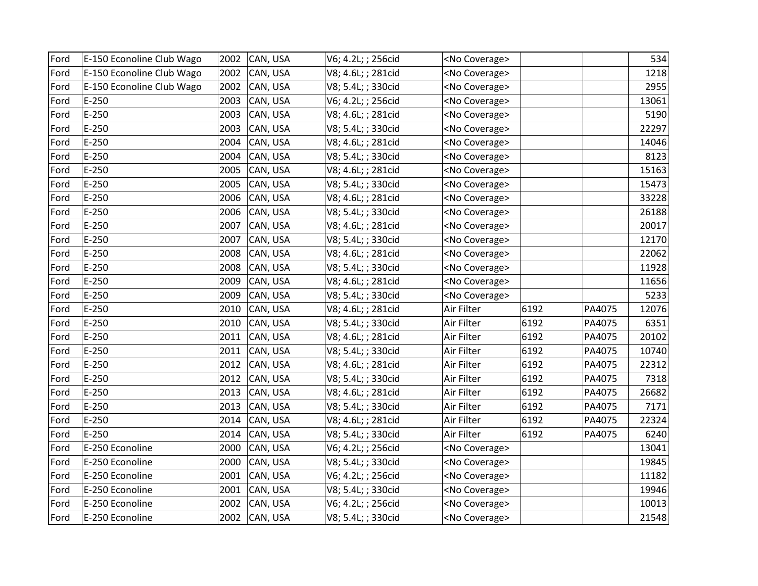| | | | | | | | | |
|---|---|---|---|---|---|---|---|---|
| Ford | E-150 Econoline Club Wago | 2002 | CAN, USA | V6; 4.2L; ; 256cid | <No Coverage> | | | 534 |
| Ford | E-150 Econoline Club Wago | 2002 | CAN, USA | V8; 4.6L; ; 281cid | <No Coverage> | | | 1218 |
| Ford | E-150 Econoline Club Wago | 2002 | CAN, USA | V8; 5.4L; ; 330cid | <No Coverage> | | | 2955 |
| Ford | E-250 | 2003 | CAN, USA | V6; 4.2L; ; 256cid | <No Coverage> | | | 13061 |
| Ford | E-250 | 2003 | CAN, USA | V8; 4.6L; ; 281cid | <No Coverage> | | | 5190 |
| Ford | E-250 | 2003 | CAN, USA | V8; 5.4L; ; 330cid | <No Coverage> | | | 22297 |
| Ford | E-250 | 2004 | CAN, USA | V8; 4.6L; ; 281cid | <No Coverage> | | | 14046 |
| Ford | E-250 | 2004 | CAN, USA | V8; 5.4L; ; 330cid | <No Coverage> | | | 8123 |
| Ford | E-250 | 2005 | CAN, USA | V8; 4.6L; ; 281cid | <No Coverage> | | | 15163 |
| Ford | E-250 | 2005 | CAN, USA | V8; 5.4L; ; 330cid | <No Coverage> | | | 15473 |
| Ford | E-250 | 2006 | CAN, USA | V8; 4.6L; ; 281cid | <No Coverage> | | | 33228 |
| Ford | E-250 | 2006 | CAN, USA | V8; 5.4L; ; 330cid | <No Coverage> | | | 26188 |
| Ford | E-250 | 2007 | CAN, USA | V8; 4.6L; ; 281cid | <No Coverage> | | | 20017 |
| Ford | E-250 | 2007 | CAN, USA | V8; 5.4L; ; 330cid | <No Coverage> | | | 12170 |
| Ford | E-250 | 2008 | CAN, USA | V8; 4.6L; ; 281cid | <No Coverage> | | | 22062 |
| Ford | E-250 | 2008 | CAN, USA | V8; 5.4L; ; 330cid | <No Coverage> | | | 11928 |
| Ford | E-250 | 2009 | CAN, USA | V8; 4.6L; ; 281cid | <No Coverage> | | | 11656 |
| Ford | E-250 | 2009 | CAN, USA | V8; 5.4L; ; 330cid | <No Coverage> | | | 5233 |
| Ford | E-250 | 2010 | CAN, USA | V8; 4.6L; ; 281cid | Air Filter | 6192 | PA4075 | 12076 |
| Ford | E-250 | 2010 | CAN, USA | V8; 5.4L; ; 330cid | Air Filter | 6192 | PA4075 | 6351 |
| Ford | E-250 | 2011 | CAN, USA | V8; 4.6L; ; 281cid | Air Filter | 6192 | PA4075 | 20102 |
| Ford | E-250 | 2011 | CAN, USA | V8; 5.4L; ; 330cid | Air Filter | 6192 | PA4075 | 10740 |
| Ford | E-250 | 2012 | CAN, USA | V8; 4.6L; ; 281cid | Air Filter | 6192 | PA4075 | 22312 |
| Ford | E-250 | 2012 | CAN, USA | V8; 5.4L; ; 330cid | Air Filter | 6192 | PA4075 | 7318 |
| Ford | E-250 | 2013 | CAN, USA | V8; 4.6L; ; 281cid | Air Filter | 6192 | PA4075 | 26682 |
| Ford | E-250 | 2013 | CAN, USA | V8; 5.4L; ; 330cid | Air Filter | 6192 | PA4075 | 7171 |
| Ford | E-250 | 2014 | CAN, USA | V8; 4.6L; ; 281cid | Air Filter | 6192 | PA4075 | 22324 |
| Ford | E-250 | 2014 | CAN, USA | V8; 5.4L; ; 330cid | Air Filter | 6192 | PA4075 | 6240 |
| Ford | E-250 Econoline | 2000 | CAN, USA | V6; 4.2L; ; 256cid | <No Coverage> | | | 13041 |
| Ford | E-250 Econoline | 2000 | CAN, USA | V8; 5.4L; ; 330cid | <No Coverage> | | | 19845 |
| Ford | E-250 Econoline | 2001 | CAN, USA | V6; 4.2L; ; 256cid | <No Coverage> | | | 11182 |
| Ford | E-250 Econoline | 2001 | CAN, USA | V8; 5.4L; ; 330cid | <No Coverage> | | | 19946 |
| Ford | E-250 Econoline | 2002 | CAN, USA | V6; 4.2L; ; 256cid | <No Coverage> | | | 10013 |
| Ford | E-250 Econoline | 2002 | CAN, USA | V8; 5.4L; ; 330cid | <No Coverage> | | | 21548 |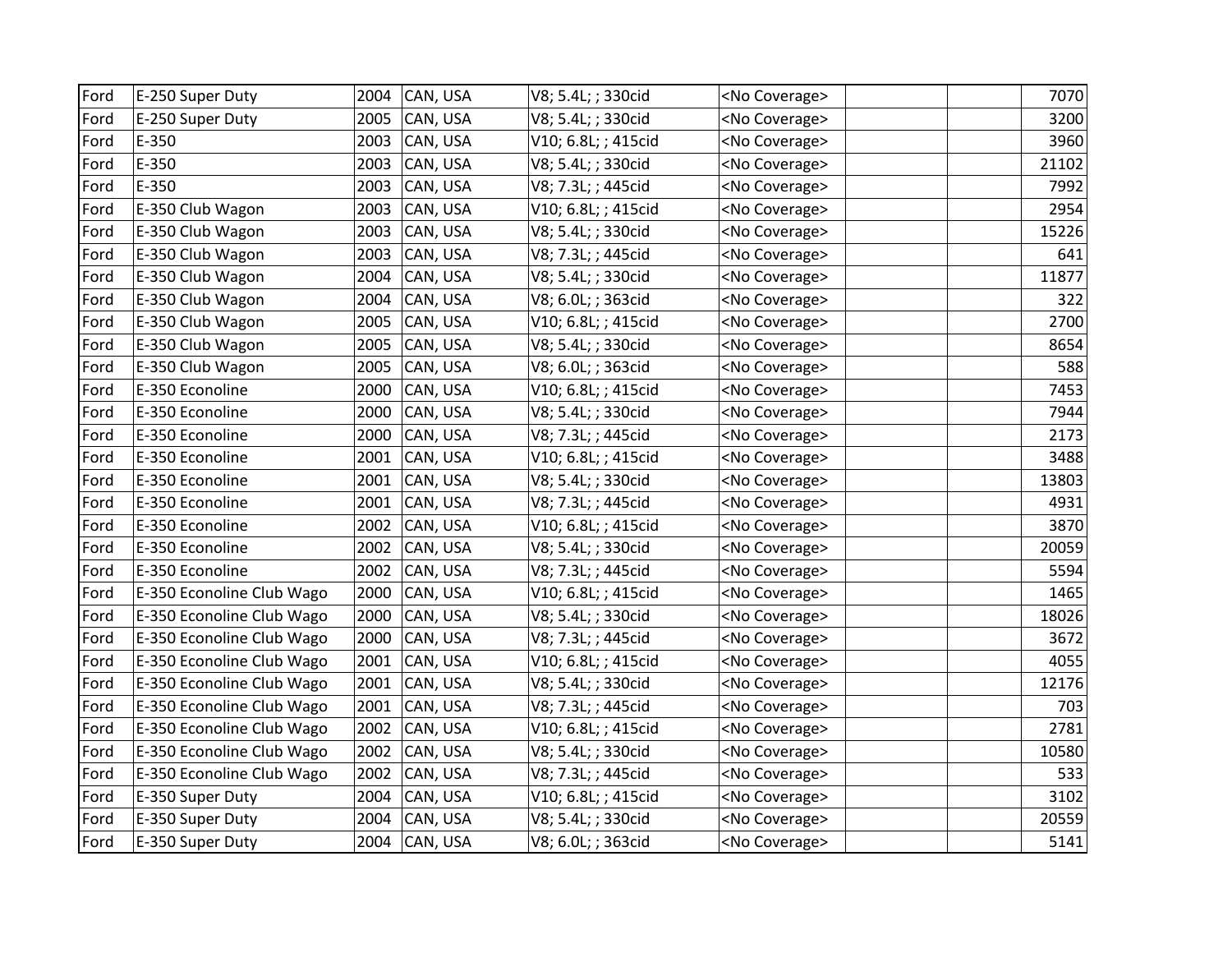| | | | | | | | | |
|---|---|---|---|---|---|---|---|---|
| Ford | E-250 Super Duty | 2004 | CAN, USA | V8; 5.4L; ; 330cid | <No Coverage> | | | 7070 |
| Ford | E-250 Super Duty | 2005 | CAN, USA | V8; 5.4L; ; 330cid | <No Coverage> | | | 3200 |
| Ford | E-350 | 2003 | CAN, USA | V10; 6.8L; ; 415cid | <No Coverage> | | | 3960 |
| Ford | E-350 | 2003 | CAN, USA | V8; 5.4L; ; 330cid | <No Coverage> | | | 21102 |
| Ford | E-350 | 2003 | CAN, USA | V8; 7.3L; ; 445cid | <No Coverage> | | | 7992 |
| Ford | E-350 Club Wagon | 2003 | CAN, USA | V10; 6.8L; ; 415cid | <No Coverage> | | | 2954 |
| Ford | E-350 Club Wagon | 2003 | CAN, USA | V8; 5.4L; ; 330cid | <No Coverage> | | | 15226 |
| Ford | E-350 Club Wagon | 2003 | CAN, USA | V8; 7.3L; ; 445cid | <No Coverage> | | | 641 |
| Ford | E-350 Club Wagon | 2004 | CAN, USA | V8; 5.4L; ; 330cid | <No Coverage> | | | 11877 |
| Ford | E-350 Club Wagon | 2004 | CAN, USA | V8; 6.0L; ; 363cid | <No Coverage> | | | 322 |
| Ford | E-350 Club Wagon | 2005 | CAN, USA | V10; 6.8L; ; 415cid | <No Coverage> | | | 2700 |
| Ford | E-350 Club Wagon | 2005 | CAN, USA | V8; 5.4L; ; 330cid | <No Coverage> | | | 8654 |
| Ford | E-350 Club Wagon | 2005 | CAN, USA | V8; 6.0L; ; 363cid | <No Coverage> | | | 588 |
| Ford | E-350 Econoline | 2000 | CAN, USA | V10; 6.8L; ; 415cid | <No Coverage> | | | 7453 |
| Ford | E-350 Econoline | 2000 | CAN, USA | V8; 5.4L; ; 330cid | <No Coverage> | | | 7944 |
| Ford | E-350 Econoline | 2000 | CAN, USA | V8; 7.3L; ; 445cid | <No Coverage> | | | 2173 |
| Ford | E-350 Econoline | 2001 | CAN, USA | V10; 6.8L; ; 415cid | <No Coverage> | | | 3488 |
| Ford | E-350 Econoline | 2001 | CAN, USA | V8; 5.4L; ; 330cid | <No Coverage> | | | 13803 |
| Ford | E-350 Econoline | 2001 | CAN, USA | V8; 7.3L; ; 445cid | <No Coverage> | | | 4931 |
| Ford | E-350 Econoline | 2002 | CAN, USA | V10; 6.8L; ; 415cid | <No Coverage> | | | 3870 |
| Ford | E-350 Econoline | 2002 | CAN, USA | V8; 5.4L; ; 330cid | <No Coverage> | | | 20059 |
| Ford | E-350 Econoline | 2002 | CAN, USA | V8; 7.3L; ; 445cid | <No Coverage> | | | 5594 |
| Ford | E-350 Econoline Club Wago | 2000 | CAN, USA | V10; 6.8L; ; 415cid | <No Coverage> | | | 1465 |
| Ford | E-350 Econoline Club Wago | 2000 | CAN, USA | V8; 5.4L; ; 330cid | <No Coverage> | | | 18026 |
| Ford | E-350 Econoline Club Wago | 2000 | CAN, USA | V8; 7.3L; ; 445cid | <No Coverage> | | | 3672 |
| Ford | E-350 Econoline Club Wago | 2001 | CAN, USA | V10; 6.8L; ; 415cid | <No Coverage> | | | 4055 |
| Ford | E-350 Econoline Club Wago | 2001 | CAN, USA | V8; 5.4L; ; 330cid | <No Coverage> | | | 12176 |
| Ford | E-350 Econoline Club Wago | 2001 | CAN, USA | V8; 7.3L; ; 445cid | <No Coverage> | | | 703 |
| Ford | E-350 Econoline Club Wago | 2002 | CAN, USA | V10; 6.8L; ; 415cid | <No Coverage> | | | 2781 |
| Ford | E-350 Econoline Club Wago | 2002 | CAN, USA | V8; 5.4L; ; 330cid | <No Coverage> | | | 10580 |
| Ford | E-350 Econoline Club Wago | 2002 | CAN, USA | V8; 7.3L; ; 445cid | <No Coverage> | | | 533 |
| Ford | E-350 Super Duty | 2004 | CAN, USA | V10; 6.8L; ; 415cid | <No Coverage> | | | 3102 |
| Ford | E-350 Super Duty | 2004 | CAN, USA | V8; 5.4L; ; 330cid | <No Coverage> | | | 20559 |
| Ford | E-350 Super Duty | 2004 | CAN, USA | V8; 6.0L; ; 363cid | <No Coverage> | | | 5141 |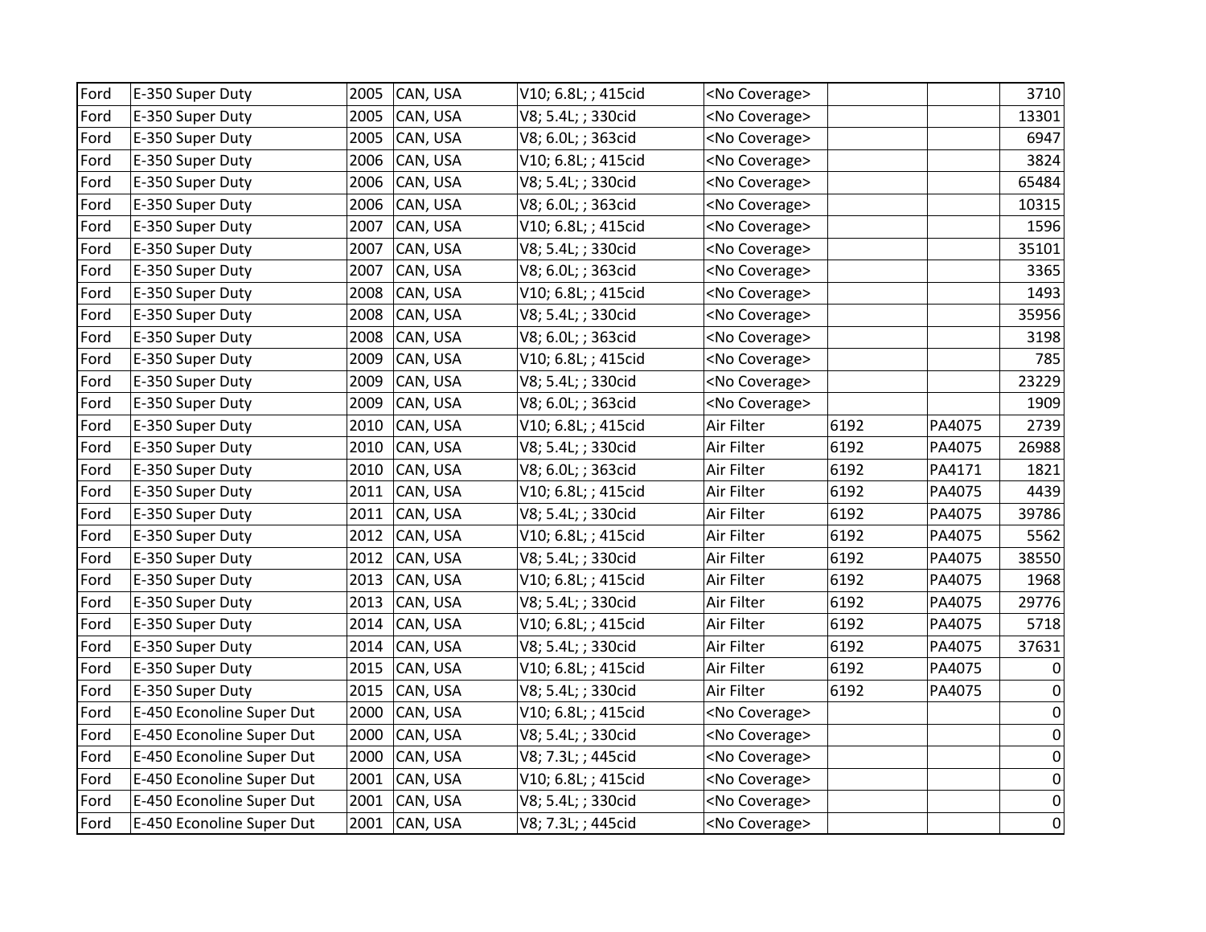| | | | | | | | | |
|---|---|---|---|---|---|---|---|---|
| Ford | E-350 Super Duty | 2005 | CAN, USA | V10; 6.8L; ; 415cid | <No Coverage> | | | 3710 |
| Ford | E-350 Super Duty | 2005 | CAN, USA | V8; 5.4L; ; 330cid | <No Coverage> | | | 13301 |
| Ford | E-350 Super Duty | 2005 | CAN, USA | V8; 6.0L; ; 363cid | <No Coverage> | | | 6947 |
| Ford | E-350 Super Duty | 2006 | CAN, USA | V10; 6.8L; ; 415cid | <No Coverage> | | | 3824 |
| Ford | E-350 Super Duty | 2006 | CAN, USA | V8; 5.4L; ; 330cid | <No Coverage> | | | 65484 |
| Ford | E-350 Super Duty | 2006 | CAN, USA | V8; 6.0L; ; 363cid | <No Coverage> | | | 10315 |
| Ford | E-350 Super Duty | 2007 | CAN, USA | V10; 6.8L; ; 415cid | <No Coverage> | | | 1596 |
| Ford | E-350 Super Duty | 2007 | CAN, USA | V8; 5.4L; ; 330cid | <No Coverage> | | | 35101 |
| Ford | E-350 Super Duty | 2007 | CAN, USA | V8; 6.0L; ; 363cid | <No Coverage> | | | 3365 |
| Ford | E-350 Super Duty | 2008 | CAN, USA | V10; 6.8L; ; 415cid | <No Coverage> | | | 1493 |
| Ford | E-350 Super Duty | 2008 | CAN, USA | V8; 5.4L; ; 330cid | <No Coverage> | | | 35956 |
| Ford | E-350 Super Duty | 2008 | CAN, USA | V8; 6.0L; ; 363cid | <No Coverage> | | | 3198 |
| Ford | E-350 Super Duty | 2009 | CAN, USA | V10; 6.8L; ; 415cid | <No Coverage> | | | 785 |
| Ford | E-350 Super Duty | 2009 | CAN, USA | V8; 5.4L; ; 330cid | <No Coverage> | | | 23229 |
| Ford | E-350 Super Duty | 2009 | CAN, USA | V8; 6.0L; ; 363cid | <No Coverage> | | | 1909 |
| Ford | E-350 Super Duty | 2010 | CAN, USA | V10; 6.8L; ; 415cid | Air Filter | 6192 | PA4075 | 2739 |
| Ford | E-350 Super Duty | 2010 | CAN, USA | V8; 5.4L; ; 330cid | Air Filter | 6192 | PA4075 | 26988 |
| Ford | E-350 Super Duty | 2010 | CAN, USA | V8; 6.0L; ; 363cid | Air Filter | 6192 | PA4171 | 1821 |
| Ford | E-350 Super Duty | 2011 | CAN, USA | V10; 6.8L; ; 415cid | Air Filter | 6192 | PA4075 | 4439 |
| Ford | E-350 Super Duty | 2011 | CAN, USA | V8; 5.4L; ; 330cid | Air Filter | 6192 | PA4075 | 39786 |
| Ford | E-350 Super Duty | 2012 | CAN, USA | V10; 6.8L; ; 415cid | Air Filter | 6192 | PA4075 | 5562 |
| Ford | E-350 Super Duty | 2012 | CAN, USA | V8; 5.4L; ; 330cid | Air Filter | 6192 | PA4075 | 38550 |
| Ford | E-350 Super Duty | 2013 | CAN, USA | V10; 6.8L; ; 415cid | Air Filter | 6192 | PA4075 | 1968 |
| Ford | E-350 Super Duty | 2013 | CAN, USA | V8; 5.4L; ; 330cid | Air Filter | 6192 | PA4075 | 29776 |
| Ford | E-350 Super Duty | 2014 | CAN, USA | V10; 6.8L; ; 415cid | Air Filter | 6192 | PA4075 | 5718 |
| Ford | E-350 Super Duty | 2014 | CAN, USA | V8; 5.4L; ; 330cid | Air Filter | 6192 | PA4075 | 37631 |
| Ford | E-350 Super Duty | 2015 | CAN, USA | V10; 6.8L; ; 415cid | Air Filter | 6192 | PA4075 | 0 |
| Ford | E-350 Super Duty | 2015 | CAN, USA | V8; 5.4L; ; 330cid | Air Filter | 6192 | PA4075 | 0 |
| Ford | E-450 Econoline Super Dut | 2000 | CAN, USA | V10; 6.8L; ; 415cid | <No Coverage> | | | 0 |
| Ford | E-450 Econoline Super Dut | 2000 | CAN, USA | V8; 5.4L; ; 330cid | <No Coverage> | | | 0 |
| Ford | E-450 Econoline Super Dut | 2000 | CAN, USA | V8; 7.3L; ; 445cid | <No Coverage> | | | 0 |
| Ford | E-450 Econoline Super Dut | 2001 | CAN, USA | V10; 6.8L; ; 415cid | <No Coverage> | | | 0 |
| Ford | E-450 Econoline Super Dut | 2001 | CAN, USA | V8; 5.4L; ; 330cid | <No Coverage> | | | 0 |
| Ford | E-450 Econoline Super Dut | 2001 | CAN, USA | V8; 7.3L; ; 445cid | <No Coverage> | | | 0 |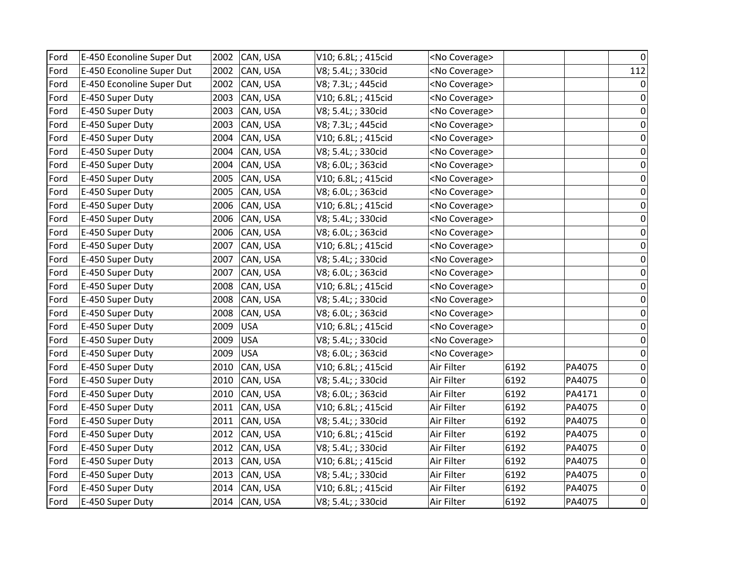| | | | | | | | | |
|---|---|---|---|---|---|---|---|---|
| Ford | E-450 Econoline Super Dut | 2002 | CAN, USA | V10; 6.8L; ; 415cid | <No Coverage> | | | 0 |
| Ford | E-450 Econoline Super Dut | 2002 | CAN, USA | V8; 5.4L; ; 330cid | <No Coverage> | | | 112 |
| Ford | E-450 Econoline Super Dut | 2002 | CAN, USA | V8; 7.3L; ; 445cid | <No Coverage> | | | 0 |
| Ford | E-450 Super Duty | 2003 | CAN, USA | V10; 6.8L; ; 415cid | <No Coverage> | | | 0 |
| Ford | E-450 Super Duty | 2003 | CAN, USA | V8; 5.4L; ; 330cid | <No Coverage> | | | 0 |
| Ford | E-450 Super Duty | 2003 | CAN, USA | V8; 7.3L; ; 445cid | <No Coverage> | | | 0 |
| Ford | E-450 Super Duty | 2004 | CAN, USA | V10; 6.8L; ; 415cid | <No Coverage> | | | 0 |
| Ford | E-450 Super Duty | 2004 | CAN, USA | V8; 5.4L; ; 330cid | <No Coverage> | | | 0 |
| Ford | E-450 Super Duty | 2004 | CAN, USA | V8; 6.0L; ; 363cid | <No Coverage> | | | 0 |
| Ford | E-450 Super Duty | 2005 | CAN, USA | V10; 6.8L; ; 415cid | <No Coverage> | | | 0 |
| Ford | E-450 Super Duty | 2005 | CAN, USA | V8; 6.0L; ; 363cid | <No Coverage> | | | 0 |
| Ford | E-450 Super Duty | 2006 | CAN, USA | V10; 6.8L; ; 415cid | <No Coverage> | | | 0 |
| Ford | E-450 Super Duty | 2006 | CAN, USA | V8; 5.4L; ; 330cid | <No Coverage> | | | 0 |
| Ford | E-450 Super Duty | 2006 | CAN, USA | V8; 6.0L; ; 363cid | <No Coverage> | | | 0 |
| Ford | E-450 Super Duty | 2007 | CAN, USA | V10; 6.8L; ; 415cid | <No Coverage> | | | 0 |
| Ford | E-450 Super Duty | 2007 | CAN, USA | V8; 5.4L; ; 330cid | <No Coverage> | | | 0 |
| Ford | E-450 Super Duty | 2007 | CAN, USA | V8; 6.0L; ; 363cid | <No Coverage> | | | 0 |
| Ford | E-450 Super Duty | 2008 | CAN, USA | V10; 6.8L; ; 415cid | <No Coverage> | | | 0 |
| Ford | E-450 Super Duty | 2008 | CAN, USA | V8; 5.4L; ; 330cid | <No Coverage> | | | 0 |
| Ford | E-450 Super Duty | 2008 | CAN, USA | V8; 6.0L; ; 363cid | <No Coverage> | | | 0 |
| Ford | E-450 Super Duty | 2009 | USA | V10; 6.8L; ; 415cid | <No Coverage> | | | 0 |
| Ford | E-450 Super Duty | 2009 | USA | V8; 5.4L; ; 330cid | <No Coverage> | | | 0 |
| Ford | E-450 Super Duty | 2009 | USA | V8; 6.0L; ; 363cid | <No Coverage> | | | 0 |
| Ford | E-450 Super Duty | 2010 | CAN, USA | V10; 6.8L; ; 415cid | Air Filter | 6192 | PA4075 | 0 |
| Ford | E-450 Super Duty | 2010 | CAN, USA | V8; 5.4L; ; 330cid | Air Filter | 6192 | PA4075 | 0 |
| Ford | E-450 Super Duty | 2010 | CAN, USA | V8; 6.0L; ; 363cid | Air Filter | 6192 | PA4171 | 0 |
| Ford | E-450 Super Duty | 2011 | CAN, USA | V10; 6.8L; ; 415cid | Air Filter | 6192 | PA4075 | 0 |
| Ford | E-450 Super Duty | 2011 | CAN, USA | V8; 5.4L; ; 330cid | Air Filter | 6192 | PA4075 | 0 |
| Ford | E-450 Super Duty | 2012 | CAN, USA | V10; 6.8L; ; 415cid | Air Filter | 6192 | PA4075 | 0 |
| Ford | E-450 Super Duty | 2012 | CAN, USA | V8; 5.4L; ; 330cid | Air Filter | 6192 | PA4075 | 0 |
| Ford | E-450 Super Duty | 2013 | CAN, USA | V10; 6.8L; ; 415cid | Air Filter | 6192 | PA4075 | 0 |
| Ford | E-450 Super Duty | 2013 | CAN, USA | V8; 5.4L; ; 330cid | Air Filter | 6192 | PA4075 | 0 |
| Ford | E-450 Super Duty | 2014 | CAN, USA | V10; 6.8L; ; 415cid | Air Filter | 6192 | PA4075 | 0 |
| Ford | E-450 Super Duty | 2014 | CAN, USA | V8; 5.4L; ; 330cid | Air Filter | 6192 | PA4075 | 0 |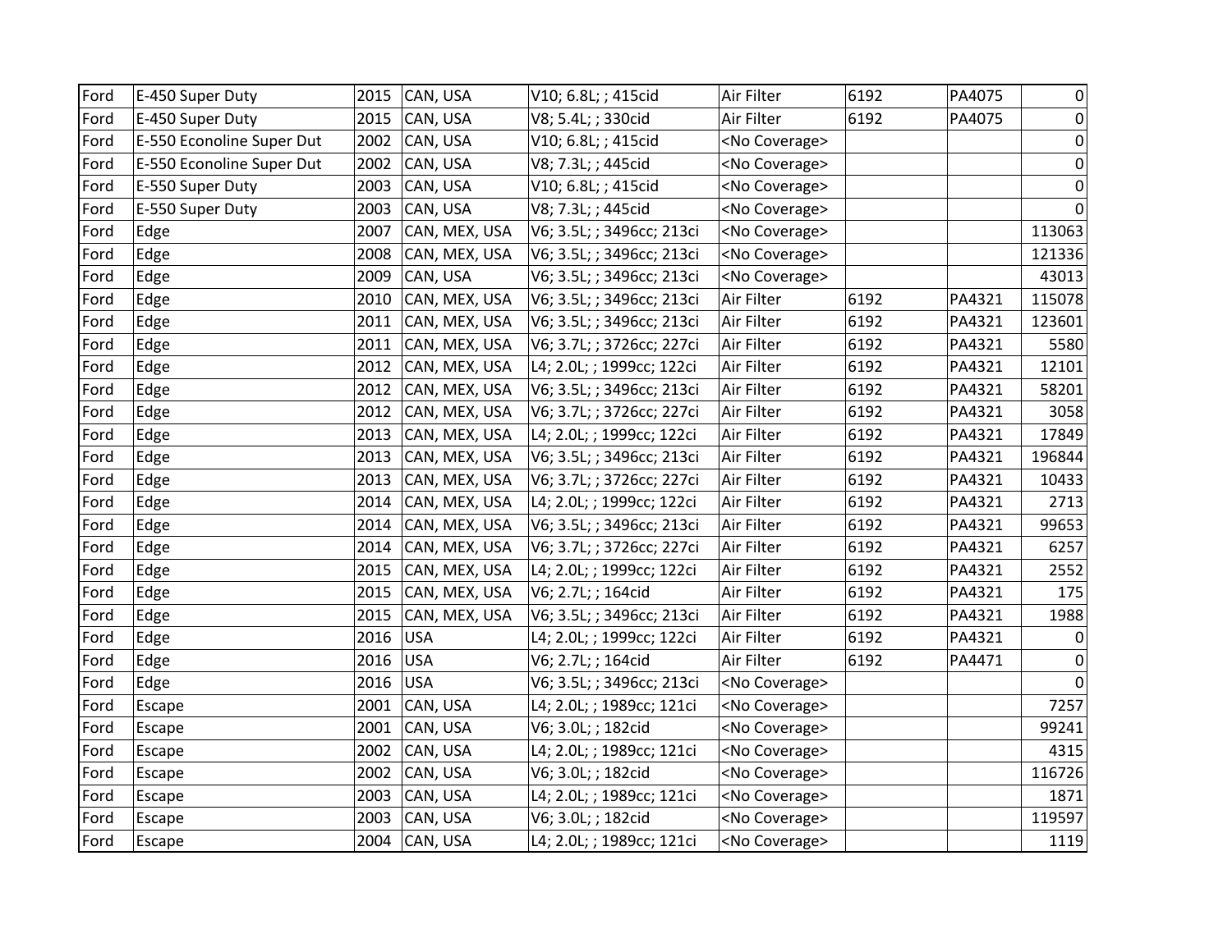| Ford | E-450 Super Duty | 2015 | CAN, USA | V10; 6.8L; ; 415cid | Air Filter | 6192 | PA4075 | 0 |
|---|---|---|---|---|---|---|---|---|
| Ford | E-450 Super Duty | 2015 | CAN, USA | V8; 5.4L; ; 330cid | Air Filter | 6192 | PA4075 | 0 |
| Ford | E-550 Econoline Super Dut | 2002 | CAN, USA | V10; 6.8L; ; 415cid | <No Coverage> | | | 0 |
| Ford | E-550 Econoline Super Dut | 2002 | CAN, USA | V8; 7.3L; ; 445cid | <No Coverage> | | | 0 |
| Ford | E-550 Super Duty | 2003 | CAN, USA | V10; 6.8L; ; 415cid | <No Coverage> | | | 0 |
| Ford | E-550 Super Duty | 2003 | CAN, USA | V8; 7.3L; ; 445cid | <No Coverage> | | | 0 |
| Ford | Edge | 2007 | CAN, MEX, USA | V6; 3.5L; ; 3496cc; 213ci | <No Coverage> | | | 113063 |
| Ford | Edge | 2008 | CAN, MEX, USA | V6; 3.5L; ; 3496cc; 213ci | <No Coverage> | | | 121336 |
| Ford | Edge | 2009 | CAN, USA | V6; 3.5L; ; 3496cc; 213ci | <No Coverage> | | | 43013 |
| Ford | Edge | 2010 | CAN, MEX, USA | V6; 3.5L; ; 3496cc; 213ci | Air Filter | 6192 | PA4321 | 115078 |
| Ford | Edge | 2011 | CAN, MEX, USA | V6; 3.5L; ; 3496cc; 213ci | Air Filter | 6192 | PA4321 | 123601 |
| Ford | Edge | 2011 | CAN, MEX, USA | V6; 3.7L; ; 3726cc; 227ci | Air Filter | 6192 | PA4321 | 5580 |
| Ford | Edge | 2012 | CAN, MEX, USA | L4; 2.0L; ; 1999cc; 122ci | Air Filter | 6192 | PA4321 | 12101 |
| Ford | Edge | 2012 | CAN, MEX, USA | V6; 3.5L; ; 3496cc; 213ci | Air Filter | 6192 | PA4321 | 58201 |
| Ford | Edge | 2012 | CAN, MEX, USA | V6; 3.7L; ; 3726cc; 227ci | Air Filter | 6192 | PA4321 | 3058 |
| Ford | Edge | 2013 | CAN, MEX, USA | L4; 2.0L; ; 1999cc; 122ci | Air Filter | 6192 | PA4321 | 17849 |
| Ford | Edge | 2013 | CAN, MEX, USA | V6; 3.5L; ; 3496cc; 213ci | Air Filter | 6192 | PA4321 | 196844 |
| Ford | Edge | 2013 | CAN, MEX, USA | V6; 3.7L; ; 3726cc; 227ci | Air Filter | 6192 | PA4321 | 10433 |
| Ford | Edge | 2014 | CAN, MEX, USA | L4; 2.0L; ; 1999cc; 122ci | Air Filter | 6192 | PA4321 | 2713 |
| Ford | Edge | 2014 | CAN, MEX, USA | V6; 3.5L; ; 3496cc; 213ci | Air Filter | 6192 | PA4321 | 99653 |
| Ford | Edge | 2014 | CAN, MEX, USA | V6; 3.7L; ; 3726cc; 227ci | Air Filter | 6192 | PA4321 | 6257 |
| Ford | Edge | 2015 | CAN, MEX, USA | L4; 2.0L; ; 1999cc; 122ci | Air Filter | 6192 | PA4321 | 2552 |
| Ford | Edge | 2015 | CAN, MEX, USA | V6; 2.7L; ; 164cid | Air Filter | 6192 | PA4321 | 175 |
| Ford | Edge | 2015 | CAN, MEX, USA | V6; 3.5L; ; 3496cc; 213ci | Air Filter | 6192 | PA4321 | 1988 |
| Ford | Edge | 2016 | USA | L4; 2.0L; ; 1999cc; 122ci | Air Filter | 6192 | PA4321 | 0 |
| Ford | Edge | 2016 | USA | V6; 2.7L; ; 164cid | Air Filter | 6192 | PA4471 | 0 |
| Ford | Edge | 2016 | USA | V6; 3.5L; ; 3496cc; 213ci | <No Coverage> | | | 0 |
| Ford | Escape | 2001 | CAN, USA | L4; 2.0L; ; 1989cc; 121ci | <No Coverage> | | | 7257 |
| Ford | Escape | 2001 | CAN, USA | V6; 3.0L; ; 182cid | <No Coverage> | | | 99241 |
| Ford | Escape | 2002 | CAN, USA | L4; 2.0L; ; 1989cc; 121ci | <No Coverage> | | | 4315 |
| Ford | Escape | 2002 | CAN, USA | V6; 3.0L; ; 182cid | <No Coverage> | | | 116726 |
| Ford | Escape | 2003 | CAN, USA | L4; 2.0L; ; 1989cc; 121ci | <No Coverage> | | | 1871 |
| Ford | Escape | 2003 | CAN, USA | V6; 3.0L; ; 182cid | <No Coverage> | | | 119597 |
| Ford | Escape | 2004 | CAN, USA | L4; 2.0L; ; 1989cc; 121ci | <No Coverage> | | | 1119 |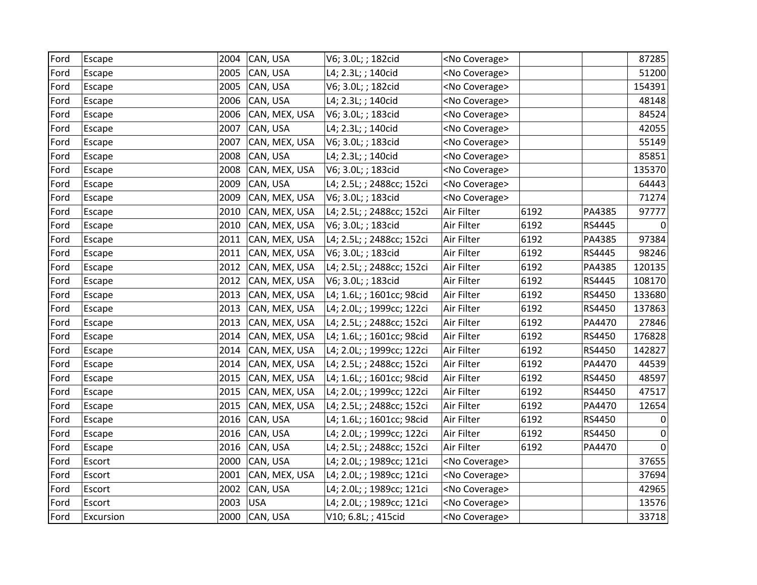| | | | | | | | | |
|---|---|---|---|---|---|---|---|---|
| Ford | Escape | 2004 | CAN, USA | V6; 3.0L; ; 182cid | <No Coverage> | | | 87285 |
| Ford | Escape | 2005 | CAN, USA | L4; 2.3L; ; 140cid | <No Coverage> | | | 51200 |
| Ford | Escape | 2005 | CAN, USA | V6; 3.0L; ; 182cid | <No Coverage> | | | 154391 |
| Ford | Escape | 2006 | CAN, USA | L4; 2.3L; ; 140cid | <No Coverage> | | | 48148 |
| Ford | Escape | 2006 | CAN, MEX, USA | V6; 3.0L; ; 183cid | <No Coverage> | | | 84524 |
| Ford | Escape | 2007 | CAN, USA | L4; 2.3L; ; 140cid | <No Coverage> | | | 42055 |
| Ford | Escape | 2007 | CAN, MEX, USA | V6; 3.0L; ; 183cid | <No Coverage> | | | 55149 |
| Ford | Escape | 2008 | CAN, USA | L4; 2.3L; ; 140cid | <No Coverage> | | | 85851 |
| Ford | Escape | 2008 | CAN, MEX, USA | V6; 3.0L; ; 183cid | <No Coverage> | | | 135370 |
| Ford | Escape | 2009 | CAN, USA | L4; 2.5L; ; 2488cc; 152ci | <No Coverage> | | | 64443 |
| Ford | Escape | 2009 | CAN, MEX, USA | V6; 3.0L; ; 183cid | <No Coverage> | | | 71274 |
| Ford | Escape | 2010 | CAN, MEX, USA | L4; 2.5L; ; 2488cc; 152ci | Air Filter | 6192 | PA4385 | 97777 |
| Ford | Escape | 2010 | CAN, MEX, USA | V6; 3.0L; ; 183cid | Air Filter | 6192 | RS4445 | 0 |
| Ford | Escape | 2011 | CAN, MEX, USA | L4; 2.5L; ; 2488cc; 152ci | Air Filter | 6192 | PA4385 | 97384 |
| Ford | Escape | 2011 | CAN, MEX, USA | V6; 3.0L; ; 183cid | Air Filter | 6192 | RS4445 | 98246 |
| Ford | Escape | 2012 | CAN, MEX, USA | L4; 2.5L; ; 2488cc; 152ci | Air Filter | 6192 | PA4385 | 120135 |
| Ford | Escape | 2012 | CAN, MEX, USA | V6; 3.0L; ; 183cid | Air Filter | 6192 | RS4445 | 108170 |
| Ford | Escape | 2013 | CAN, MEX, USA | L4; 1.6L; ; 1601cc; 98cid | Air Filter | 6192 | RS4450 | 133680 |
| Ford | Escape | 2013 | CAN, MEX, USA | L4; 2.0L; ; 1999cc; 122ci | Air Filter | 6192 | RS4450 | 137863 |
| Ford | Escape | 2013 | CAN, MEX, USA | L4; 2.5L; ; 2488cc; 152ci | Air Filter | 6192 | PA4470 | 27846 |
| Ford | Escape | 2014 | CAN, MEX, USA | L4; 1.6L; ; 1601cc; 98cid | Air Filter | 6192 | RS4450 | 176828 |
| Ford | Escape | 2014 | CAN, MEX, USA | L4; 2.0L; ; 1999cc; 122ci | Air Filter | 6192 | RS4450 | 142827 |
| Ford | Escape | 2014 | CAN, MEX, USA | L4; 2.5L; ; 2488cc; 152ci | Air Filter | 6192 | PA4470 | 44539 |
| Ford | Escape | 2015 | CAN, MEX, USA | L4; 1.6L; ; 1601cc; 98cid | Air Filter | 6192 | RS4450 | 48597 |
| Ford | Escape | 2015 | CAN, MEX, USA | L4; 2.0L; ; 1999cc; 122ci | Air Filter | 6192 | RS4450 | 47517 |
| Ford | Escape | 2015 | CAN, MEX, USA | L4; 2.5L; ; 2488cc; 152ci | Air Filter | 6192 | PA4470 | 12654 |
| Ford | Escape | 2016 | CAN, USA | L4; 1.6L; ; 1601cc; 98cid | Air Filter | 6192 | RS4450 | 0 |
| Ford | Escape | 2016 | CAN, USA | L4; 2.0L; ; 1999cc; 122ci | Air Filter | 6192 | RS4450 | 0 |
| Ford | Escape | 2016 | CAN, USA | L4; 2.5L; ; 2488cc; 152ci | Air Filter | 6192 | PA4470 | 0 |
| Ford | Escort | 2000 | CAN, USA | L4; 2.0L; ; 1989cc; 121ci | <No Coverage> | | | 37655 |
| Ford | Escort | 2001 | CAN, MEX, USA | L4; 2.0L; ; 1989cc; 121ci | <No Coverage> | | | 37694 |
| Ford | Escort | 2002 | CAN, USA | L4; 2.0L; ; 1989cc; 121ci | <No Coverage> | | | 42965 |
| Ford | Escort | 2003 | USA | L4; 2.0L; ; 1989cc; 121ci | <No Coverage> | | | 13576 |
| Ford | Excursion | 2000 | CAN, USA | V10; 6.8L; ; 415cid | <No Coverage> | | | 33718 |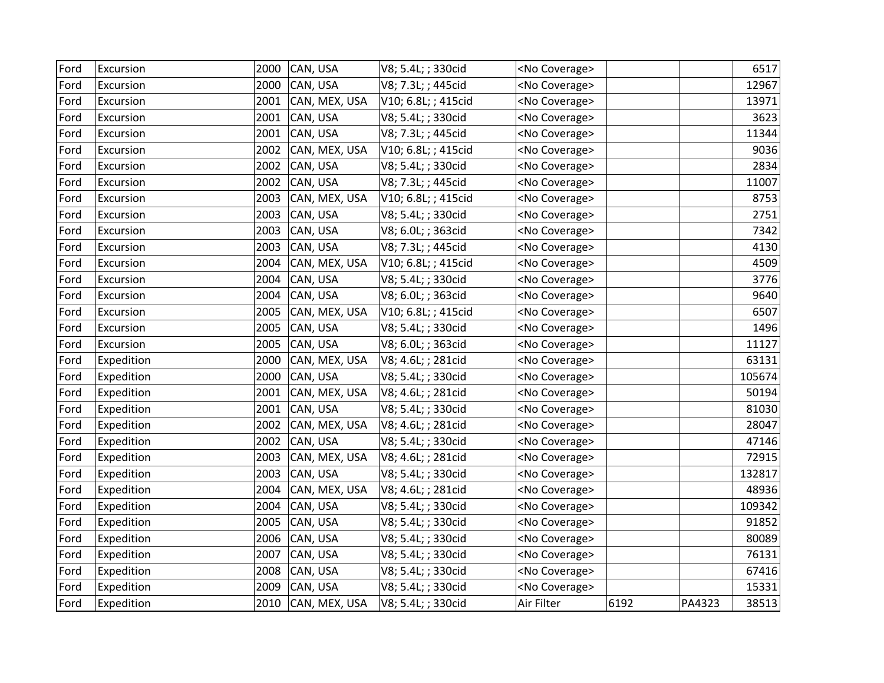| Ford | Excursion | 2000 | CAN, USA | V8; 5.4L; ; 330cid | <No Coverage> | | | 6517 |
|---|---|---|---|---|---|---|---|---|
| Ford | Excursion | 2000 | CAN, USA | V8; 7.3L; ; 445cid | <No Coverage> | | | 12967 |
| Ford | Excursion | 2001 | CAN, MEX, USA | V10; 6.8L; ; 415cid | <No Coverage> | | | 13971 |
| Ford | Excursion | 2001 | CAN, USA | V8; 5.4L; ; 330cid | <No Coverage> | | | 3623 |
| Ford | Excursion | 2001 | CAN, USA | V8; 7.3L; ; 445cid | <No Coverage> | | | 11344 |
| Ford | Excursion | 2002 | CAN, MEX, USA | V10; 6.8L; ; 415cid | <No Coverage> | | | 9036 |
| Ford | Excursion | 2002 | CAN, USA | V8; 5.4L; ; 330cid | <No Coverage> | | | 2834 |
| Ford | Excursion | 2002 | CAN, USA | V8; 7.3L; ; 445cid | <No Coverage> | | | 11007 |
| Ford | Excursion | 2003 | CAN, MEX, USA | V10; 6.8L; ; 415cid | <No Coverage> | | | 8753 |
| Ford | Excursion | 2003 | CAN, USA | V8; 5.4L; ; 330cid | <No Coverage> | | | 2751 |
| Ford | Excursion | 2003 | CAN, USA | V8; 6.0L; ; 363cid | <No Coverage> | | | 7342 |
| Ford | Excursion | 2003 | CAN, USA | V8; 7.3L; ; 445cid | <No Coverage> | | | 4130 |
| Ford | Excursion | 2004 | CAN, MEX, USA | V10; 6.8L; ; 415cid | <No Coverage> | | | 4509 |
| Ford | Excursion | 2004 | CAN, USA | V8; 5.4L; ; 330cid | <No Coverage> | | | 3776 |
| Ford | Excursion | 2004 | CAN, USA | V8; 6.0L; ; 363cid | <No Coverage> | | | 9640 |
| Ford | Excursion | 2005 | CAN, MEX, USA | V10; 6.8L; ; 415cid | <No Coverage> | | | 6507 |
| Ford | Excursion | 2005 | CAN, USA | V8; 5.4L; ; 330cid | <No Coverage> | | | 1496 |
| Ford | Excursion | 2005 | CAN, USA | V8; 6.0L; ; 363cid | <No Coverage> | | | 11127 |
| Ford | Expedition | 2000 | CAN, MEX, USA | V8; 4.6L; ; 281cid | <No Coverage> | | | 63131 |
| Ford | Expedition | 2000 | CAN, USA | V8; 5.4L; ; 330cid | <No Coverage> | | | 105674 |
| Ford | Expedition | 2001 | CAN, MEX, USA | V8; 4.6L; ; 281cid | <No Coverage> | | | 50194 |
| Ford | Expedition | 2001 | CAN, USA | V8; 5.4L; ; 330cid | <No Coverage> | | | 81030 |
| Ford | Expedition | 2002 | CAN, MEX, USA | V8; 4.6L; ; 281cid | <No Coverage> | | | 28047 |
| Ford | Expedition | 2002 | CAN, USA | V8; 5.4L; ; 330cid | <No Coverage> | | | 47146 |
| Ford | Expedition | 2003 | CAN, MEX, USA | V8; 4.6L; ; 281cid | <No Coverage> | | | 72915 |
| Ford | Expedition | 2003 | CAN, USA | V8; 5.4L; ; 330cid | <No Coverage> | | | 132817 |
| Ford | Expedition | 2004 | CAN, MEX, USA | V8; 4.6L; ; 281cid | <No Coverage> | | | 48936 |
| Ford | Expedition | 2004 | CAN, USA | V8; 5.4L; ; 330cid | <No Coverage> | | | 109342 |
| Ford | Expedition | 2005 | CAN, USA | V8; 5.4L; ; 330cid | <No Coverage> | | | 91852 |
| Ford | Expedition | 2006 | CAN, USA | V8; 5.4L; ; 330cid | <No Coverage> | | | 80089 |
| Ford | Expedition | 2007 | CAN, USA | V8; 5.4L; ; 330cid | <No Coverage> | | | 76131 |
| Ford | Expedition | 2008 | CAN, USA | V8; 5.4L; ; 330cid | <No Coverage> | | | 67416 |
| Ford | Expedition | 2009 | CAN, USA | V8; 5.4L; ; 330cid | <No Coverage> | | | 15331 |
| Ford | Expedition | 2010 | CAN, MEX, USA | V8; 5.4L; ; 330cid | Air Filter | 6192 | PA4323 | 38513 |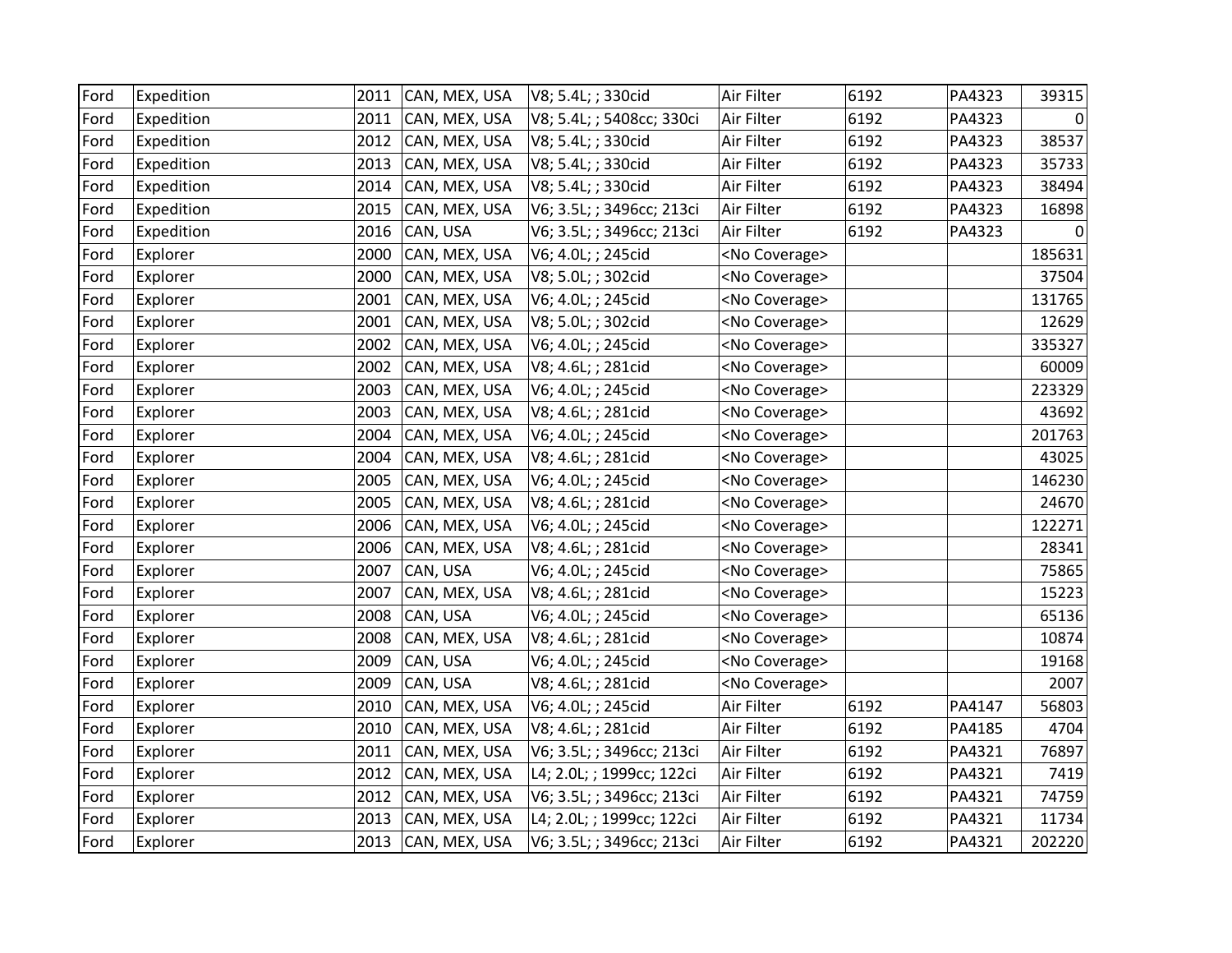| | | | | | | | | |
|---|---|---|---|---|---|---|---|---|
| Ford | Expedition | 2011 | CAN, MEX, USA | V8; 5.4L; ; 330cid | Air Filter | 6192 | PA4323 | 39315 |
| Ford | Expedition | 2011 | CAN, MEX, USA | V8; 5.4L; ; 5408cc; 330ci | Air Filter | 6192 | PA4323 | 0 |
| Ford | Expedition | 2012 | CAN, MEX, USA | V8; 5.4L; ; 330cid | Air Filter | 6192 | PA4323 | 38537 |
| Ford | Expedition | 2013 | CAN, MEX, USA | V8; 5.4L; ; 330cid | Air Filter | 6192 | PA4323 | 35733 |
| Ford | Expedition | 2014 | CAN, MEX, USA | V8; 5.4L; ; 330cid | Air Filter | 6192 | PA4323 | 38494 |
| Ford | Expedition | 2015 | CAN, MEX, USA | V6; 3.5L; ; 3496cc; 213ci | Air Filter | 6192 | PA4323 | 16898 |
| Ford | Expedition | 2016 | CAN, USA | V6; 3.5L; ; 3496cc; 213ci | Air Filter | 6192 | PA4323 | 0 |
| Ford | Explorer | 2000 | CAN, MEX, USA | V6; 4.0L; ; 245cid | <No Coverage> | | | 185631 |
| Ford | Explorer | 2000 | CAN, MEX, USA | V8; 5.0L; ; 302cid | <No Coverage> | | | 37504 |
| Ford | Explorer | 2001 | CAN, MEX, USA | V6; 4.0L; ; 245cid | <No Coverage> | | | 131765 |
| Ford | Explorer | 2001 | CAN, MEX, USA | V8; 5.0L; ; 302cid | <No Coverage> | | | 12629 |
| Ford | Explorer | 2002 | CAN, MEX, USA | V6; 4.0L; ; 245cid | <No Coverage> | | | 335327 |
| Ford | Explorer | 2002 | CAN, MEX, USA | V8; 4.6L; ; 281cid | <No Coverage> | | | 60009 |
| Ford | Explorer | 2003 | CAN, MEX, USA | V6; 4.0L; ; 245cid | <No Coverage> | | | 223329 |
| Ford | Explorer | 2003 | CAN, MEX, USA | V8; 4.6L; ; 281cid | <No Coverage> | | | 43692 |
| Ford | Explorer | 2004 | CAN, MEX, USA | V6; 4.0L; ; 245cid | <No Coverage> | | | 201763 |
| Ford | Explorer | 2004 | CAN, MEX, USA | V8; 4.6L; ; 281cid | <No Coverage> | | | 43025 |
| Ford | Explorer | 2005 | CAN, MEX, USA | V6; 4.0L; ; 245cid | <No Coverage> | | | 146230 |
| Ford | Explorer | 2005 | CAN, MEX, USA | V8; 4.6L; ; 281cid | <No Coverage> | | | 24670 |
| Ford | Explorer | 2006 | CAN, MEX, USA | V6; 4.0L; ; 245cid | <No Coverage> | | | 122271 |
| Ford | Explorer | 2006 | CAN, MEX, USA | V8; 4.6L; ; 281cid | <No Coverage> | | | 28341 |
| Ford | Explorer | 2007 | CAN, USA | V6; 4.0L; ; 245cid | <No Coverage> | | | 75865 |
| Ford | Explorer | 2007 | CAN, MEX, USA | V8; 4.6L; ; 281cid | <No Coverage> | | | 15223 |
| Ford | Explorer | 2008 | CAN, USA | V6; 4.0L; ; 245cid | <No Coverage> | | | 65136 |
| Ford | Explorer | 2008 | CAN, MEX, USA | V8; 4.6L; ; 281cid | <No Coverage> | | | 10874 |
| Ford | Explorer | 2009 | CAN, USA | V6; 4.0L; ; 245cid | <No Coverage> | | | 19168 |
| Ford | Explorer | 2009 | CAN, USA | V8; 4.6L; ; 281cid | <No Coverage> | | | 2007 |
| Ford | Explorer | 2010 | CAN, MEX, USA | V6; 4.0L; ; 245cid | Air Filter | 6192 | PA4147 | 56803 |
| Ford | Explorer | 2010 | CAN, MEX, USA | V8; 4.6L; ; 281cid | Air Filter | 6192 | PA4185 | 4704 |
| Ford | Explorer | 2011 | CAN, MEX, USA | V6; 3.5L; ; 3496cc; 213ci | Air Filter | 6192 | PA4321 | 76897 |
| Ford | Explorer | 2012 | CAN, MEX, USA | L4; 2.0L; ; 1999cc; 122ci | Air Filter | 6192 | PA4321 | 7419 |
| Ford | Explorer | 2012 | CAN, MEX, USA | V6; 3.5L; ; 3496cc; 213ci | Air Filter | 6192 | PA4321 | 74759 |
| Ford | Explorer | 2013 | CAN, MEX, USA | L4; 2.0L; ; 1999cc; 122ci | Air Filter | 6192 | PA4321 | 11734 |
| Ford | Explorer | 2013 | CAN, MEX, USA | V6; 3.5L; ; 3496cc; 213ci | Air Filter | 6192 | PA4321 | 202220 |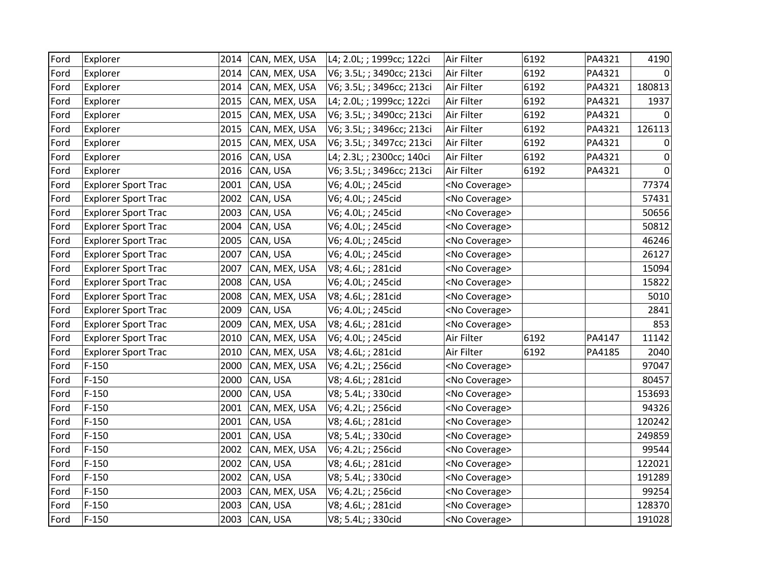| Ford | Explorer | 2014 | CAN, MEX, USA | L4; 2.0L; ; 1999cc; 122ci | Air Filter | 6192 | PA4321 | 4190 |
|---|---|---|---|---|---|---|---|---|
| Ford | Explorer | 2014 | CAN, MEX, USA | V6; 3.5L; ; 3490cc; 213ci | Air Filter | 6192 | PA4321 | 0 |
| Ford | Explorer | 2014 | CAN, MEX, USA | V6; 3.5L; ; 3496cc; 213ci | Air Filter | 6192 | PA4321 | 180813 |
| Ford | Explorer | 2015 | CAN, MEX, USA | L4; 2.0L; ; 1999cc; 122ci | Air Filter | 6192 | PA4321 | 1937 |
| Ford | Explorer | 2015 | CAN, MEX, USA | V6; 3.5L; ; 3490cc; 213ci | Air Filter | 6192 | PA4321 | 0 |
| Ford | Explorer | 2015 | CAN, MEX, USA | V6; 3.5L; ; 3496cc; 213ci | Air Filter | 6192 | PA4321 | 126113 |
| Ford | Explorer | 2015 | CAN, MEX, USA | V6; 3.5L; ; 3497cc; 213ci | Air Filter | 6192 | PA4321 | 0 |
| Ford | Explorer | 2016 | CAN, USA | L4; 2.3L; ; 2300cc; 140ci | Air Filter | 6192 | PA4321 | 0 |
| Ford | Explorer | 2016 | CAN, USA | V6; 3.5L; ; 3496cc; 213ci | Air Filter | 6192 | PA4321 | 0 |
| Ford | Explorer Sport Trac | 2001 | CAN, USA | V6; 4.0L; ; 245cid | <No Coverage> | | | 77374 |
| Ford | Explorer Sport Trac | 2002 | CAN, USA | V6; 4.0L; ; 245cid | <No Coverage> | | | 57431 |
| Ford | Explorer Sport Trac | 2003 | CAN, USA | V6; 4.0L; ; 245cid | <No Coverage> | | | 50656 |
| Ford | Explorer Sport Trac | 2004 | CAN, USA | V6; 4.0L; ; 245cid | <No Coverage> | | | 50812 |
| Ford | Explorer Sport Trac | 2005 | CAN, USA | V6; 4.0L; ; 245cid | <No Coverage> | | | 46246 |
| Ford | Explorer Sport Trac | 2007 | CAN, USA | V6; 4.0L; ; 245cid | <No Coverage> | | | 26127 |
| Ford | Explorer Sport Trac | 2007 | CAN, MEX, USA | V8; 4.6L; ; 281cid | <No Coverage> | | | 15094 |
| Ford | Explorer Sport Trac | 2008 | CAN, USA | V6; 4.0L; ; 245cid | <No Coverage> | | | 15822 |
| Ford | Explorer Sport Trac | 2008 | CAN, MEX, USA | V8; 4.6L; ; 281cid | <No Coverage> | | | 5010 |
| Ford | Explorer Sport Trac | 2009 | CAN, USA | V6; 4.0L; ; 245cid | <No Coverage> | | | 2841 |
| Ford | Explorer Sport Trac | 2009 | CAN, MEX, USA | V8; 4.6L; ; 281cid | <No Coverage> | | | 853 |
| Ford | Explorer Sport Trac | 2010 | CAN, MEX, USA | V6; 4.0L; ; 245cid | Air Filter | 6192 | PA4147 | 11142 |
| Ford | Explorer Sport Trac | 2010 | CAN, MEX, USA | V8; 4.6L; ; 281cid | Air Filter | 6192 | PA4185 | 2040 |
| Ford | F-150 | 2000 | CAN, MEX, USA | V6; 4.2L; ; 256cid | <No Coverage> | | | 97047 |
| Ford | F-150 | 2000 | CAN, USA | V8; 4.6L; ; 281cid | <No Coverage> | | | 80457 |
| Ford | F-150 | 2000 | CAN, USA | V8; 5.4L; ; 330cid | <No Coverage> | | | 153693 |
| Ford | F-150 | 2001 | CAN, MEX, USA | V6; 4.2L; ; 256cid | <No Coverage> | | | 94326 |
| Ford | F-150 | 2001 | CAN, USA | V8; 4.6L; ; 281cid | <No Coverage> | | | 120242 |
| Ford | F-150 | 2001 | CAN, USA | V8; 5.4L; ; 330cid | <No Coverage> | | | 249859 |
| Ford | F-150 | 2002 | CAN, MEX, USA | V6; 4.2L; ; 256cid | <No Coverage> | | | 99544 |
| Ford | F-150 | 2002 | CAN, USA | V8; 4.6L; ; 281cid | <No Coverage> | | | 122021 |
| Ford | F-150 | 2002 | CAN, USA | V8; 5.4L; ; 330cid | <No Coverage> | | | 191289 |
| Ford | F-150 | 2003 | CAN, MEX, USA | V6; 4.2L; ; 256cid | <No Coverage> | | | 99254 |
| Ford | F-150 | 2003 | CAN, USA | V8; 4.6L; ; 281cid | <No Coverage> | | | 128370 |
| Ford | F-150 | 2003 | CAN, USA | V8; 5.4L; ; 330cid | <No Coverage> | | | 191028 |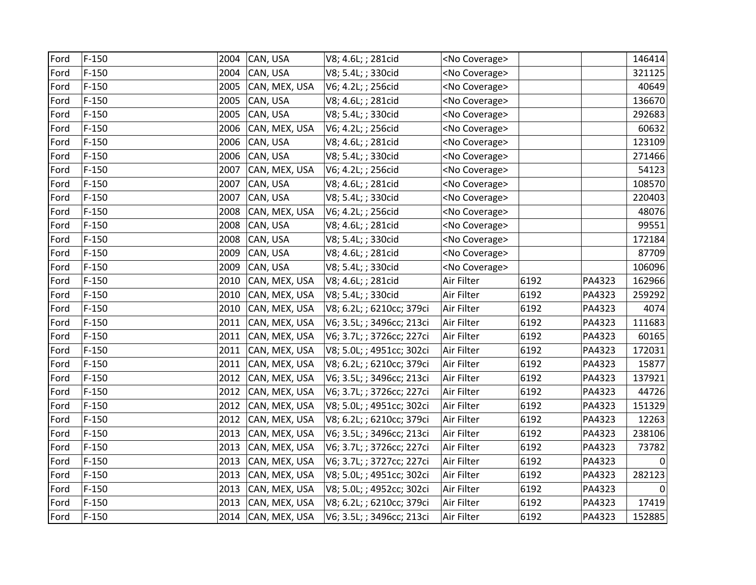| | | | | | | | | |
|---|---|---|---|---|---|---|---|---|
| Ford | F-150 | 2004 | CAN, USA | V8; 4.6L; ; 281cid | <No Coverage> | | | 146414 |
| Ford | F-150 | 2004 | CAN, USA | V8; 5.4L; ; 330cid | <No Coverage> | | | 321125 |
| Ford | F-150 | 2005 | CAN, MEX, USA | V6; 4.2L; ; 256cid | <No Coverage> | | | 40649 |
| Ford | F-150 | 2005 | CAN, USA | V8; 4.6L; ; 281cid | <No Coverage> | | | 136670 |
| Ford | F-150 | 2005 | CAN, USA | V8; 5.4L; ; 330cid | <No Coverage> | | | 292683 |
| Ford | F-150 | 2006 | CAN, MEX, USA | V6; 4.2L; ; 256cid | <No Coverage> | | | 60632 |
| Ford | F-150 | 2006 | CAN, USA | V8; 4.6L; ; 281cid | <No Coverage> | | | 123109 |
| Ford | F-150 | 2006 | CAN, USA | V8; 5.4L; ; 330cid | <No Coverage> | | | 271466 |
| Ford | F-150 | 2007 | CAN, MEX, USA | V6; 4.2L; ; 256cid | <No Coverage> | | | 54123 |
| Ford | F-150 | 2007 | CAN, USA | V8; 4.6L; ; 281cid | <No Coverage> | | | 108570 |
| Ford | F-150 | 2007 | CAN, USA | V8; 5.4L; ; 330cid | <No Coverage> | | | 220403 |
| Ford | F-150 | 2008 | CAN, MEX, USA | V6; 4.2L; ; 256cid | <No Coverage> | | | 48076 |
| Ford | F-150 | 2008 | CAN, USA | V8; 4.6L; ; 281cid | <No Coverage> | | | 99551 |
| Ford | F-150 | 2008 | CAN, USA | V8; 5.4L; ; 330cid | <No Coverage> | | | 172184 |
| Ford | F-150 | 2009 | CAN, USA | V8; 4.6L; ; 281cid | <No Coverage> | | | 87709 |
| Ford | F-150 | 2009 | CAN, USA | V8; 5.4L; ; 330cid | <No Coverage> | | | 106096 |
| Ford | F-150 | 2010 | CAN, MEX, USA | V8; 4.6L; ; 281cid | Air Filter | 6192 | PA4323 | 162966 |
| Ford | F-150 | 2010 | CAN, MEX, USA | V8; 5.4L; ; 330cid | Air Filter | 6192 | PA4323 | 259292 |
| Ford | F-150 | 2010 | CAN, MEX, USA | V8; 6.2L; ; 6210cc; 379ci | Air Filter | 6192 | PA4323 | 4074 |
| Ford | F-150 | 2011 | CAN, MEX, USA | V6; 3.5L; ; 3496cc; 213ci | Air Filter | 6192 | PA4323 | 111683 |
| Ford | F-150 | 2011 | CAN, MEX, USA | V6; 3.7L; ; 3726cc; 227ci | Air Filter | 6192 | PA4323 | 60165 |
| Ford | F-150 | 2011 | CAN, MEX, USA | V8; 5.0L; ; 4951cc; 302ci | Air Filter | 6192 | PA4323 | 172031 |
| Ford | F-150 | 2011 | CAN, MEX, USA | V8; 6.2L; ; 6210cc; 379ci | Air Filter | 6192 | PA4323 | 15877 |
| Ford | F-150 | 2012 | CAN, MEX, USA | V6; 3.5L; ; 3496cc; 213ci | Air Filter | 6192 | PA4323 | 137921 |
| Ford | F-150 | 2012 | CAN, MEX, USA | V6; 3.7L; ; 3726cc; 227ci | Air Filter | 6192 | PA4323 | 44726 |
| Ford | F-150 | 2012 | CAN, MEX, USA | V8; 5.0L; ; 4951cc; 302ci | Air Filter | 6192 | PA4323 | 151329 |
| Ford | F-150 | 2012 | CAN, MEX, USA | V8; 6.2L; ; 6210cc; 379ci | Air Filter | 6192 | PA4323 | 12263 |
| Ford | F-150 | 2013 | CAN, MEX, USA | V6; 3.5L; ; 3496cc; 213ci | Air Filter | 6192 | PA4323 | 238106 |
| Ford | F-150 | 2013 | CAN, MEX, USA | V6; 3.7L; ; 3726cc; 227ci | Air Filter | 6192 | PA4323 | 73782 |
| Ford | F-150 | 2013 | CAN, MEX, USA | V6; 3.7L; ; 3727cc; 227ci | Air Filter | 6192 | PA4323 | 0 |
| Ford | F-150 | 2013 | CAN, MEX, USA | V8; 5.0L; ; 4951cc; 302ci | Air Filter | 6192 | PA4323 | 282123 |
| Ford | F-150 | 2013 | CAN, MEX, USA | V8; 5.0L; ; 4952cc; 302ci | Air Filter | 6192 | PA4323 | 0 |
| Ford | F-150 | 2013 | CAN, MEX, USA | V8; 6.2L; ; 6210cc; 379ci | Air Filter | 6192 | PA4323 | 17419 |
| Ford | F-150 | 2014 | CAN, MEX, USA | V6; 3.5L; ; 3496cc; 213ci | Air Filter | 6192 | PA4323 | 152885 |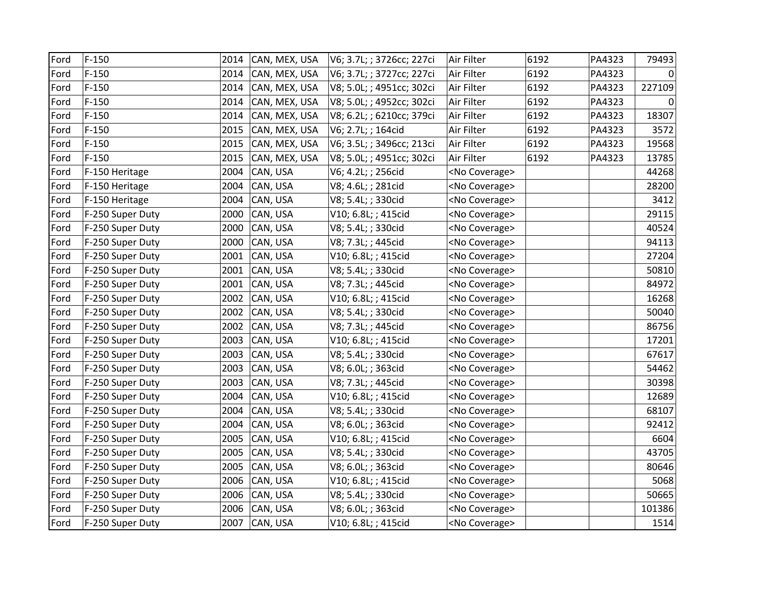| | | | | | | | | |
|---|---|---|---|---|---|---|---|---|
| Ford | F-150 | 2014 | CAN, MEX, USA | V6; 3.7L; ; 3726cc; 227ci | Air Filter | 6192 | PA4323 | 79493 |
| Ford | F-150 | 2014 | CAN, MEX, USA | V6; 3.7L; ; 3727cc; 227ci | Air Filter | 6192 | PA4323 | 0 |
| Ford | F-150 | 2014 | CAN, MEX, USA | V8; 5.0L; ; 4951cc; 302ci | Air Filter | 6192 | PA4323 | 227109 |
| Ford | F-150 | 2014 | CAN, MEX, USA | V8; 5.0L; ; 4952cc; 302ci | Air Filter | 6192 | PA4323 | 0 |
| Ford | F-150 | 2014 | CAN, MEX, USA | V8; 6.2L; ; 6210cc; 379ci | Air Filter | 6192 | PA4323 | 18307 |
| Ford | F-150 | 2015 | CAN, MEX, USA | V6; 2.7L; ; 164cid | Air Filter | 6192 | PA4323 | 3572 |
| Ford | F-150 | 2015 | CAN, MEX, USA | V6; 3.5L; ; 3496cc; 213ci | Air Filter | 6192 | PA4323 | 19568 |
| Ford | F-150 | 2015 | CAN, MEX, USA | V8; 5.0L; ; 4951cc; 302ci | Air Filter | 6192 | PA4323 | 13785 |
| Ford | F-150 Heritage | 2004 | CAN, USA | V6; 4.2L; ; 256cid | <No Coverage> | | | 44268 |
| Ford | F-150 Heritage | 2004 | CAN, USA | V8; 4.6L; ; 281cid | <No Coverage> | | | 28200 |
| Ford | F-150 Heritage | 2004 | CAN, USA | V8; 5.4L; ; 330cid | <No Coverage> | | | 3412 |
| Ford | F-250 Super Duty | 2000 | CAN, USA | V10; 6.8L; ; 415cid | <No Coverage> | | | 29115 |
| Ford | F-250 Super Duty | 2000 | CAN, USA | V8; 5.4L; ; 330cid | <No Coverage> | | | 40524 |
| Ford | F-250 Super Duty | 2000 | CAN, USA | V8; 7.3L; ; 445cid | <No Coverage> | | | 94113 |
| Ford | F-250 Super Duty | 2001 | CAN, USA | V10; 6.8L; ; 415cid | <No Coverage> | | | 27204 |
| Ford | F-250 Super Duty | 2001 | CAN, USA | V8; 5.4L; ; 330cid | <No Coverage> | | | 50810 |
| Ford | F-250 Super Duty | 2001 | CAN, USA | V8; 7.3L; ; 445cid | <No Coverage> | | | 84972 |
| Ford | F-250 Super Duty | 2002 | CAN, USA | V10; 6.8L; ; 415cid | <No Coverage> | | | 16268 |
| Ford | F-250 Super Duty | 2002 | CAN, USA | V8; 5.4L; ; 330cid | <No Coverage> | | | 50040 |
| Ford | F-250 Super Duty | 2002 | CAN, USA | V8; 7.3L; ; 445cid | <No Coverage> | | | 86756 |
| Ford | F-250 Super Duty | 2003 | CAN, USA | V10; 6.8L; ; 415cid | <No Coverage> | | | 17201 |
| Ford | F-250 Super Duty | 2003 | CAN, USA | V8; 5.4L; ; 330cid | <No Coverage> | | | 67617 |
| Ford | F-250 Super Duty | 2003 | CAN, USA | V8; 6.0L; ; 363cid | <No Coverage> | | | 54462 |
| Ford | F-250 Super Duty | 2003 | CAN, USA | V8; 7.3L; ; 445cid | <No Coverage> | | | 30398 |
| Ford | F-250 Super Duty | 2004 | CAN, USA | V10; 6.8L; ; 415cid | <No Coverage> | | | 12689 |
| Ford | F-250 Super Duty | 2004 | CAN, USA | V8; 5.4L; ; 330cid | <No Coverage> | | | 68107 |
| Ford | F-250 Super Duty | 2004 | CAN, USA | V8; 6.0L; ; 363cid | <No Coverage> | | | 92412 |
| Ford | F-250 Super Duty | 2005 | CAN, USA | V10; 6.8L; ; 415cid | <No Coverage> | | | 6604 |
| Ford | F-250 Super Duty | 2005 | CAN, USA | V8; 5.4L; ; 330cid | <No Coverage> | | | 43705 |
| Ford | F-250 Super Duty | 2005 | CAN, USA | V8; 6.0L; ; 363cid | <No Coverage> | | | 80646 |
| Ford | F-250 Super Duty | 2006 | CAN, USA | V10; 6.8L; ; 415cid | <No Coverage> | | | 5068 |
| Ford | F-250 Super Duty | 2006 | CAN, USA | V8; 5.4L; ; 330cid | <No Coverage> | | | 50665 |
| Ford | F-250 Super Duty | 2006 | CAN, USA | V8; 6.0L; ; 363cid | <No Coverage> | | | 101386 |
| Ford | F-250 Super Duty | 2007 | CAN, USA | V10; 6.8L; ; 415cid | <No Coverage> | | | 1514 |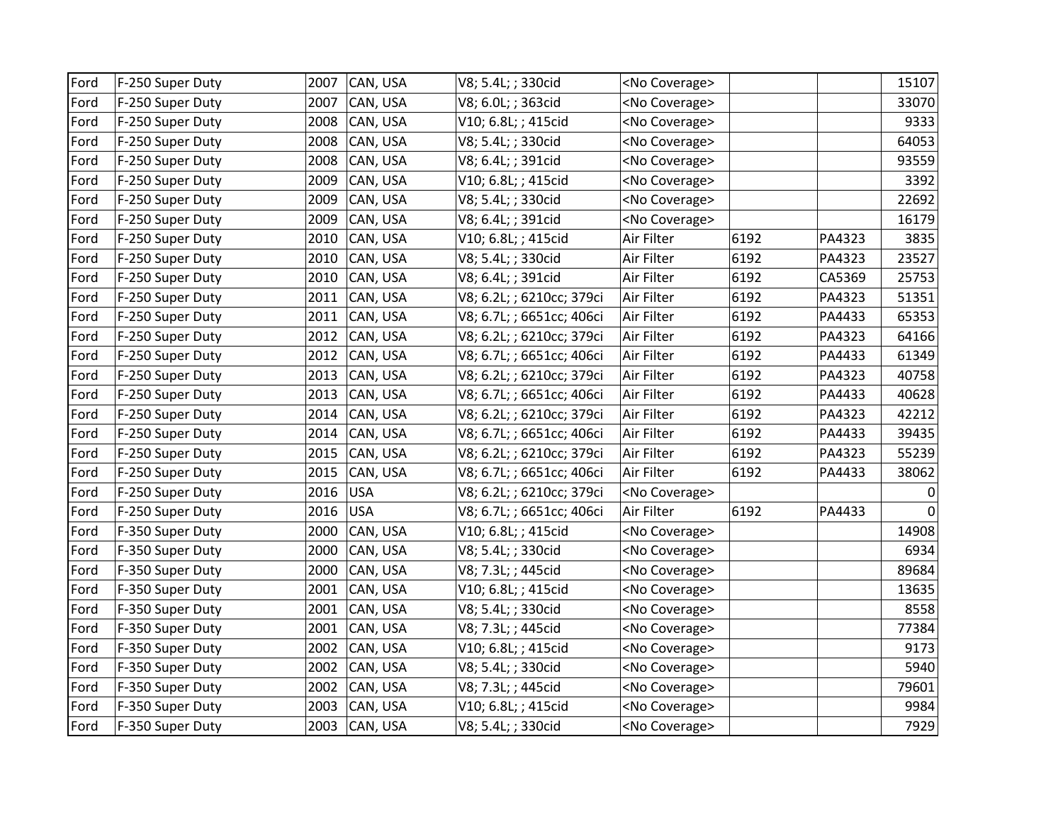| | | | | | | | | |
|---|---|---|---|---|---|---|---|---|
| Ford | F-250 Super Duty | 2007 | CAN, USA | V8; 5.4L; ; 330cid | <No Coverage> | | | 15107 |
| Ford | F-250 Super Duty | 2007 | CAN, USA | V8; 6.0L; ; 363cid | <No Coverage> | | | 33070 |
| Ford | F-250 Super Duty | 2008 | CAN, USA | V10; 6.8L; ; 415cid | <No Coverage> | | | 9333 |
| Ford | F-250 Super Duty | 2008 | CAN, USA | V8; 5.4L; ; 330cid | <No Coverage> | | | 64053 |
| Ford | F-250 Super Duty | 2008 | CAN, USA | V8; 6.4L; ; 391cid | <No Coverage> | | | 93559 |
| Ford | F-250 Super Duty | 2009 | CAN, USA | V10; 6.8L; ; 415cid | <No Coverage> | | | 3392 |
| Ford | F-250 Super Duty | 2009 | CAN, USA | V8; 5.4L; ; 330cid | <No Coverage> | | | 22692 |
| Ford | F-250 Super Duty | 2009 | CAN, USA | V8; 6.4L; ; 391cid | <No Coverage> | | | 16179 |
| Ford | F-250 Super Duty | 2010 | CAN, USA | V10; 6.8L; ; 415cid | Air Filter | 6192 | PA4323 | 3835 |
| Ford | F-250 Super Duty | 2010 | CAN, USA | V8; 5.4L; ; 330cid | Air Filter | 6192 | PA4323 | 23527 |
| Ford | F-250 Super Duty | 2010 | CAN, USA | V8; 6.4L; ; 391cid | Air Filter | 6192 | CA5369 | 25753 |
| Ford | F-250 Super Duty | 2011 | CAN, USA | V8; 6.2L; ; 6210cc; 379ci | Air Filter | 6192 | PA4323 | 51351 |
| Ford | F-250 Super Duty | 2011 | CAN, USA | V8; 6.7L; ; 6651cc; 406ci | Air Filter | 6192 | PA4433 | 65353 |
| Ford | F-250 Super Duty | 2012 | CAN, USA | V8; 6.2L; ; 6210cc; 379ci | Air Filter | 6192 | PA4323 | 64166 |
| Ford | F-250 Super Duty | 2012 | CAN, USA | V8; 6.7L; ; 6651cc; 406ci | Air Filter | 6192 | PA4433 | 61349 |
| Ford | F-250 Super Duty | 2013 | CAN, USA | V8; 6.2L; ; 6210cc; 379ci | Air Filter | 6192 | PA4323 | 40758 |
| Ford | F-250 Super Duty | 2013 | CAN, USA | V8; 6.7L; ; 6651cc; 406ci | Air Filter | 6192 | PA4433 | 40628 |
| Ford | F-250 Super Duty | 2014 | CAN, USA | V8; 6.2L; ; 6210cc; 379ci | Air Filter | 6192 | PA4323 | 42212 |
| Ford | F-250 Super Duty | 2014 | CAN, USA | V8; 6.7L; ; 6651cc; 406ci | Air Filter | 6192 | PA4433 | 39435 |
| Ford | F-250 Super Duty | 2015 | CAN, USA | V8; 6.2L; ; 6210cc; 379ci | Air Filter | 6192 | PA4323 | 55239 |
| Ford | F-250 Super Duty | 2015 | CAN, USA | V8; 6.7L; ; 6651cc; 406ci | Air Filter | 6192 | PA4433 | 38062 |
| Ford | F-250 Super Duty | 2016 | USA | V8; 6.2L; ; 6210cc; 379ci | <No Coverage> | | | 0 |
| Ford | F-250 Super Duty | 2016 | USA | V8; 6.7L; ; 6651cc; 406ci | Air Filter | 6192 | PA4433 | 0 |
| Ford | F-350 Super Duty | 2000 | CAN, USA | V10; 6.8L; ; 415cid | <No Coverage> | | | 14908 |
| Ford | F-350 Super Duty | 2000 | CAN, USA | V8; 5.4L; ; 330cid | <No Coverage> | | | 6934 |
| Ford | F-350 Super Duty | 2000 | CAN, USA | V8; 7.3L; ; 445cid | <No Coverage> | | | 89684 |
| Ford | F-350 Super Duty | 2001 | CAN, USA | V10; 6.8L; ; 415cid | <No Coverage> | | | 13635 |
| Ford | F-350 Super Duty | 2001 | CAN, USA | V8; 5.4L; ; 330cid | <No Coverage> | | | 8558 |
| Ford | F-350 Super Duty | 2001 | CAN, USA | V8; 7.3L; ; 445cid | <No Coverage> | | | 77384 |
| Ford | F-350 Super Duty | 2002 | CAN, USA | V10; 6.8L; ; 415cid | <No Coverage> | | | 9173 |
| Ford | F-350 Super Duty | 2002 | CAN, USA | V8; 5.4L; ; 330cid | <No Coverage> | | | 5940 |
| Ford | F-350 Super Duty | 2002 | CAN, USA | V8; 7.3L; ; 445cid | <No Coverage> | | | 79601 |
| Ford | F-350 Super Duty | 2003 | CAN, USA | V10; 6.8L; ; 415cid | <No Coverage> | | | 9984 |
| Ford | F-350 Super Duty | 2003 | CAN, USA | V8; 5.4L; ; 330cid | <No Coverage> | | | 7929 |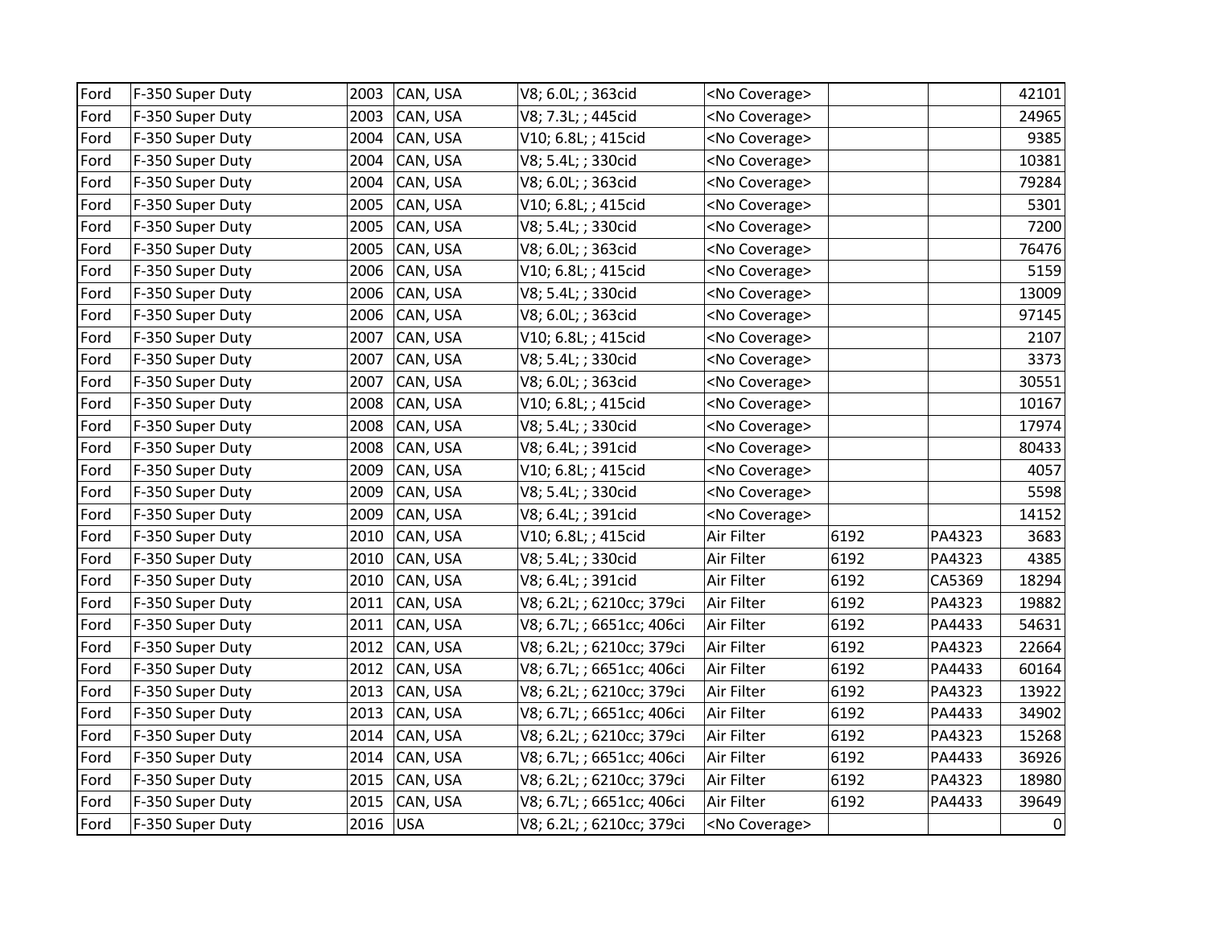| | | | | | | | | |
|---|---|---|---|---|---|---|---|---|
| Ford | F-350 Super Duty | 2003 | CAN, USA | V8; 6.0L; ; 363cid | <No Coverage> | | | 42101 |
| Ford | F-350 Super Duty | 2003 | CAN, USA | V8; 7.3L; ; 445cid | <No Coverage> | | | 24965 |
| Ford | F-350 Super Duty | 2004 | CAN, USA | V10; 6.8L; ; 415cid | <No Coverage> | | | 9385 |
| Ford | F-350 Super Duty | 2004 | CAN, USA | V8; 5.4L; ; 330cid | <No Coverage> | | | 10381 |
| Ford | F-350 Super Duty | 2004 | CAN, USA | V8; 6.0L; ; 363cid | <No Coverage> | | | 79284 |
| Ford | F-350 Super Duty | 2005 | CAN, USA | V10; 6.8L; ; 415cid | <No Coverage> | | | 5301 |
| Ford | F-350 Super Duty | 2005 | CAN, USA | V8; 5.4L; ; 330cid | <No Coverage> | | | 7200 |
| Ford | F-350 Super Duty | 2005 | CAN, USA | V8; 6.0L; ; 363cid | <No Coverage> | | | 76476 |
| Ford | F-350 Super Duty | 2006 | CAN, USA | V10; 6.8L; ; 415cid | <No Coverage> | | | 5159 |
| Ford | F-350 Super Duty | 2006 | CAN, USA | V8; 5.4L; ; 330cid | <No Coverage> | | | 13009 |
| Ford | F-350 Super Duty | 2006 | CAN, USA | V8; 6.0L; ; 363cid | <No Coverage> | | | 97145 |
| Ford | F-350 Super Duty | 2007 | CAN, USA | V10; 6.8L; ; 415cid | <No Coverage> | | | 2107 |
| Ford | F-350 Super Duty | 2007 | CAN, USA | V8; 5.4L; ; 330cid | <No Coverage> | | | 3373 |
| Ford | F-350 Super Duty | 2007 | CAN, USA | V8; 6.0L; ; 363cid | <No Coverage> | | | 30551 |
| Ford | F-350 Super Duty | 2008 | CAN, USA | V10; 6.8L; ; 415cid | <No Coverage> | | | 10167 |
| Ford | F-350 Super Duty | 2008 | CAN, USA | V8; 5.4L; ; 330cid | <No Coverage> | | | 17974 |
| Ford | F-350 Super Duty | 2008 | CAN, USA | V8; 6.4L; ; 391cid | <No Coverage> | | | 80433 |
| Ford | F-350 Super Duty | 2009 | CAN, USA | V10; 6.8L; ; 415cid | <No Coverage> | | | 4057 |
| Ford | F-350 Super Duty | 2009 | CAN, USA | V8; 5.4L; ; 330cid | <No Coverage> | | | 5598 |
| Ford | F-350 Super Duty | 2009 | CAN, USA | V8; 6.4L; ; 391cid | <No Coverage> | | | 14152 |
| Ford | F-350 Super Duty | 2010 | CAN, USA | V10; 6.8L; ; 415cid | Air Filter | 6192 | PA4323 | 3683 |
| Ford | F-350 Super Duty | 2010 | CAN, USA | V8; 5.4L; ; 330cid | Air Filter | 6192 | PA4323 | 4385 |
| Ford | F-350 Super Duty | 2010 | CAN, USA | V8; 6.4L; ; 391cid | Air Filter | 6192 | CA5369 | 18294 |
| Ford | F-350 Super Duty | 2011 | CAN, USA | V8; 6.2L; ; 6210cc; 379ci | Air Filter | 6192 | PA4323 | 19882 |
| Ford | F-350 Super Duty | 2011 | CAN, USA | V8; 6.7L; ; 6651cc; 406ci | Air Filter | 6192 | PA4433 | 54631 |
| Ford | F-350 Super Duty | 2012 | CAN, USA | V8; 6.2L; ; 6210cc; 379ci | Air Filter | 6192 | PA4323 | 22664 |
| Ford | F-350 Super Duty | 2012 | CAN, USA | V8; 6.7L; ; 6651cc; 406ci | Air Filter | 6192 | PA4433 | 60164 |
| Ford | F-350 Super Duty | 2013 | CAN, USA | V8; 6.2L; ; 6210cc; 379ci | Air Filter | 6192 | PA4323 | 13922 |
| Ford | F-350 Super Duty | 2013 | CAN, USA | V8; 6.7L; ; 6651cc; 406ci | Air Filter | 6192 | PA4433 | 34902 |
| Ford | F-350 Super Duty | 2014 | CAN, USA | V8; 6.2L; ; 6210cc; 379ci | Air Filter | 6192 | PA4323 | 15268 |
| Ford | F-350 Super Duty | 2014 | CAN, USA | V8; 6.7L; ; 6651cc; 406ci | Air Filter | 6192 | PA4433 | 36926 |
| Ford | F-350 Super Duty | 2015 | CAN, USA | V8; 6.2L; ; 6210cc; 379ci | Air Filter | 6192 | PA4323 | 18980 |
| Ford | F-350 Super Duty | 2015 | CAN, USA | V8; 6.7L; ; 6651cc; 406ci | Air Filter | 6192 | PA4433 | 39649 |
| Ford | F-350 Super Duty | 2016 | USA | V8; 6.2L; ; 6210cc; 379ci | <No Coverage> | | | 0 |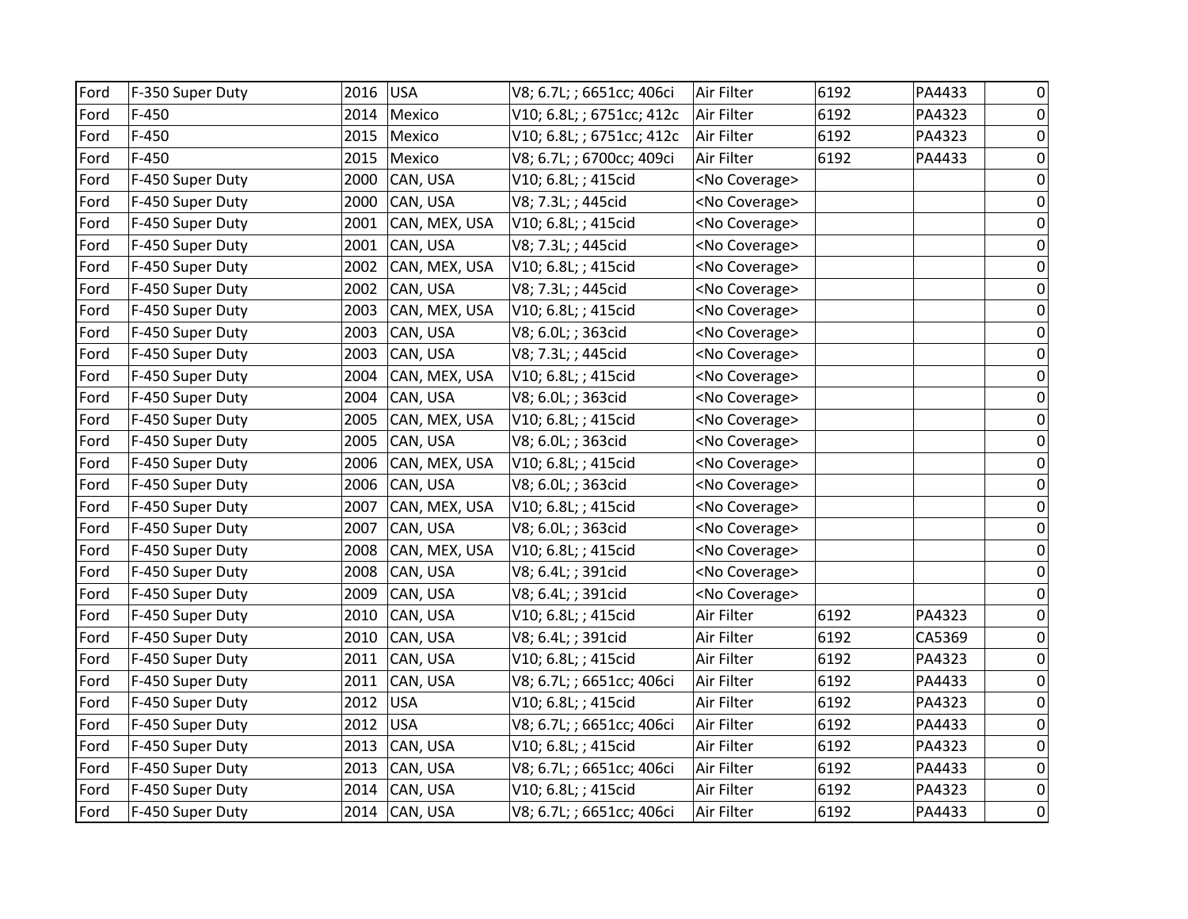| | | | | | | | | |
|---|---|---|---|---|---|---|---|---|
| Ford | F-350 Super Duty | 2016 | USA | V8; 6.7L; ; 6651cc; 406ci | Air Filter | 6192 | PA4433 | 0 |
| Ford | F-450 | 2014 | Mexico | V10; 6.8L; ; 6751cc; 412c | Air Filter | 6192 | PA4323 | 0 |
| Ford | F-450 | 2015 | Mexico | V10; 6.8L; ; 6751cc; 412c | Air Filter | 6192 | PA4323 | 0 |
| Ford | F-450 | 2015 | Mexico | V8; 6.7L; ; 6700cc; 409ci | Air Filter | 6192 | PA4433 | 0 |
| Ford | F-450 Super Duty | 2000 | CAN, USA | V10; 6.8L; ; 415cid | <No Coverage> | | | 0 |
| Ford | F-450 Super Duty | 2000 | CAN, USA | V8; 7.3L; ; 445cid | <No Coverage> | | | 0 |
| Ford | F-450 Super Duty | 2001 | CAN, MEX, USA | V10; 6.8L; ; 415cid | <No Coverage> | | | 0 |
| Ford | F-450 Super Duty | 2001 | CAN, USA | V8; 7.3L; ; 445cid | <No Coverage> | | | 0 |
| Ford | F-450 Super Duty | 2002 | CAN, MEX, USA | V10; 6.8L; ; 415cid | <No Coverage> | | | 0 |
| Ford | F-450 Super Duty | 2002 | CAN, USA | V8; 7.3L; ; 445cid | <No Coverage> | | | 0 |
| Ford | F-450 Super Duty | 2003 | CAN, MEX, USA | V10; 6.8L; ; 415cid | <No Coverage> | | | 0 |
| Ford | F-450 Super Duty | 2003 | CAN, USA | V8; 6.0L; ; 363cid | <No Coverage> | | | 0 |
| Ford | F-450 Super Duty | 2003 | CAN, USA | V8; 7.3L; ; 445cid | <No Coverage> | | | 0 |
| Ford | F-450 Super Duty | 2004 | CAN, MEX, USA | V10; 6.8L; ; 415cid | <No Coverage> | | | 0 |
| Ford | F-450 Super Duty | 2004 | CAN, USA | V8; 6.0L; ; 363cid | <No Coverage> | | | 0 |
| Ford | F-450 Super Duty | 2005 | CAN, MEX, USA | V10; 6.8L; ; 415cid | <No Coverage> | | | 0 |
| Ford | F-450 Super Duty | 2005 | CAN, USA | V8; 6.0L; ; 363cid | <No Coverage> | | | 0 |
| Ford | F-450 Super Duty | 2006 | CAN, MEX, USA | V10; 6.8L; ; 415cid | <No Coverage> | | | 0 |
| Ford | F-450 Super Duty | 2006 | CAN, USA | V8; 6.0L; ; 363cid | <No Coverage> | | | 0 |
| Ford | F-450 Super Duty | 2007 | CAN, MEX, USA | V10; 6.8L; ; 415cid | <No Coverage> | | | 0 |
| Ford | F-450 Super Duty | 2007 | CAN, USA | V8; 6.0L; ; 363cid | <No Coverage> | | | 0 |
| Ford | F-450 Super Duty | 2008 | CAN, MEX, USA | V10; 6.8L; ; 415cid | <No Coverage> | | | 0 |
| Ford | F-450 Super Duty | 2008 | CAN, USA | V8; 6.4L; ; 391cid | <No Coverage> | | | 0 |
| Ford | F-450 Super Duty | 2009 | CAN, USA | V8; 6.4L; ; 391cid | <No Coverage> | | | 0 |
| Ford | F-450 Super Duty | 2010 | CAN, USA | V10; 6.8L; ; 415cid | Air Filter | 6192 | PA4323 | 0 |
| Ford | F-450 Super Duty | 2010 | CAN, USA | V8; 6.4L; ; 391cid | Air Filter | 6192 | CA5369 | 0 |
| Ford | F-450 Super Duty | 2011 | CAN, USA | V10; 6.8L; ; 415cid | Air Filter | 6192 | PA4323 | 0 |
| Ford | F-450 Super Duty | 2011 | CAN, USA | V8; 6.7L; ; 6651cc; 406ci | Air Filter | 6192 | PA4433 | 0 |
| Ford | F-450 Super Duty | 2012 | USA | V10; 6.8L; ; 415cid | Air Filter | 6192 | PA4323 | 0 |
| Ford | F-450 Super Duty | 2012 | USA | V8; 6.7L; ; 6651cc; 406ci | Air Filter | 6192 | PA4433 | 0 |
| Ford | F-450 Super Duty | 2013 | CAN, USA | V10; 6.8L; ; 415cid | Air Filter | 6192 | PA4323 | 0 |
| Ford | F-450 Super Duty | 2013 | CAN, USA | V8; 6.7L; ; 6651cc; 406ci | Air Filter | 6192 | PA4433 | 0 |
| Ford | F-450 Super Duty | 2014 | CAN, USA | V10; 6.8L; ; 415cid | Air Filter | 6192 | PA4323 | 0 |
| Ford | F-450 Super Duty | 2014 | CAN, USA | V8; 6.7L; ; 6651cc; 406ci | Air Filter | 6192 | PA4433 | 0 |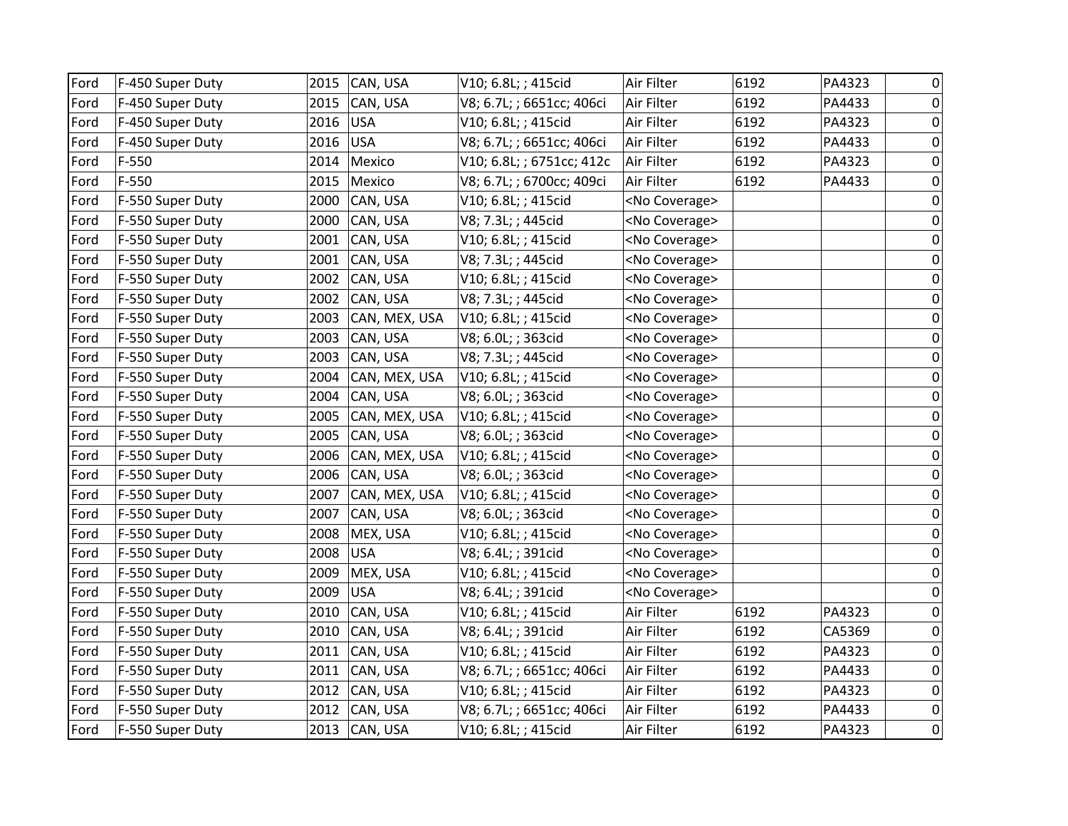| | | | | | | | | |
|---|---|---|---|---|---|---|---|---|
| Ford | F-450 Super Duty | 2015 | CAN, USA | V10; 6.8L; ; 415cid | Air Filter | 6192 | PA4323 | 0 |
| Ford | F-450 Super Duty | 2015 | CAN, USA | V8; 6.7L; ; 6651cc; 406ci | Air Filter | 6192 | PA4433 | 0 |
| Ford | F-450 Super Duty | 2016 | USA | V10; 6.8L; ; 415cid | Air Filter | 6192 | PA4323 | 0 |
| Ford | F-450 Super Duty | 2016 | USA | V8; 6.7L; ; 6651cc; 406ci | Air Filter | 6192 | PA4433 | 0 |
| Ford | F-550 | 2014 | Mexico | V10; 6.8L; ; 6751cc; 412c | Air Filter | 6192 | PA4323 | 0 |
| Ford | F-550 | 2015 | Mexico | V8; 6.7L; ; 6700cc; 409ci | Air Filter | 6192 | PA4433 | 0 |
| Ford | F-550 Super Duty | 2000 | CAN, USA | V10; 6.8L; ; 415cid | <No Coverage> | | | 0 |
| Ford | F-550 Super Duty | 2000 | CAN, USA | V8; 7.3L; ; 445cid | <No Coverage> | | | 0 |
| Ford | F-550 Super Duty | 2001 | CAN, USA | V10; 6.8L; ; 415cid | <No Coverage> | | | 0 |
| Ford | F-550 Super Duty | 2001 | CAN, USA | V8; 7.3L; ; 445cid | <No Coverage> | | | 0 |
| Ford | F-550 Super Duty | 2002 | CAN, USA | V10; 6.8L; ; 415cid | <No Coverage> | | | 0 |
| Ford | F-550 Super Duty | 2002 | CAN, USA | V8; 7.3L; ; 445cid | <No Coverage> | | | 0 |
| Ford | F-550 Super Duty | 2003 | CAN, MEX, USA | V10; 6.8L; ; 415cid | <No Coverage> | | | 0 |
| Ford | F-550 Super Duty | 2003 | CAN, USA | V8; 6.0L; ; 363cid | <No Coverage> | | | 0 |
| Ford | F-550 Super Duty | 2003 | CAN, USA | V8; 7.3L; ; 445cid | <No Coverage> | | | 0 |
| Ford | F-550 Super Duty | 2004 | CAN, MEX, USA | V10; 6.8L; ; 415cid | <No Coverage> | | | 0 |
| Ford | F-550 Super Duty | 2004 | CAN, USA | V8; 6.0L; ; 363cid | <No Coverage> | | | 0 |
| Ford | F-550 Super Duty | 2005 | CAN, MEX, USA | V10; 6.8L; ; 415cid | <No Coverage> | | | 0 |
| Ford | F-550 Super Duty | 2005 | CAN, USA | V8; 6.0L; ; 363cid | <No Coverage> | | | 0 |
| Ford | F-550 Super Duty | 2006 | CAN, MEX, USA | V10; 6.8L; ; 415cid | <No Coverage> | | | 0 |
| Ford | F-550 Super Duty | 2006 | CAN, USA | V8; 6.0L; ; 363cid | <No Coverage> | | | 0 |
| Ford | F-550 Super Duty | 2007 | CAN, MEX, USA | V10; 6.8L; ; 415cid | <No Coverage> | | | 0 |
| Ford | F-550 Super Duty | 2007 | CAN, USA | V8; 6.0L; ; 363cid | <No Coverage> | | | 0 |
| Ford | F-550 Super Duty | 2008 | MEX, USA | V10; 6.8L; ; 415cid | <No Coverage> | | | 0 |
| Ford | F-550 Super Duty | 2008 | USA | V8; 6.4L; ; 391cid | <No Coverage> | | | 0 |
| Ford | F-550 Super Duty | 2009 | MEX, USA | V10; 6.8L; ; 415cid | <No Coverage> | | | 0 |
| Ford | F-550 Super Duty | 2009 | USA | V8; 6.4L; ; 391cid | <No Coverage> | | | 0 |
| Ford | F-550 Super Duty | 2010 | CAN, USA | V10; 6.8L; ; 415cid | Air Filter | 6192 | PA4323 | 0 |
| Ford | F-550 Super Duty | 2010 | CAN, USA | V8; 6.4L; ; 391cid | Air Filter | 6192 | CA5369 | 0 |
| Ford | F-550 Super Duty | 2011 | CAN, USA | V10; 6.8L; ; 415cid | Air Filter | 6192 | PA4323 | 0 |
| Ford | F-550 Super Duty | 2011 | CAN, USA | V8; 6.7L; ; 6651cc; 406ci | Air Filter | 6192 | PA4433 | 0 |
| Ford | F-550 Super Duty | 2012 | CAN, USA | V10; 6.8L; ; 415cid | Air Filter | 6192 | PA4323 | 0 |
| Ford | F-550 Super Duty | 2012 | CAN, USA | V8; 6.7L; ; 6651cc; 406ci | Air Filter | 6192 | PA4433 | 0 |
| Ford | F-550 Super Duty | 2013 | CAN, USA | V10; 6.8L; ; 415cid | Air Filter | 6192 | PA4323 | 0 |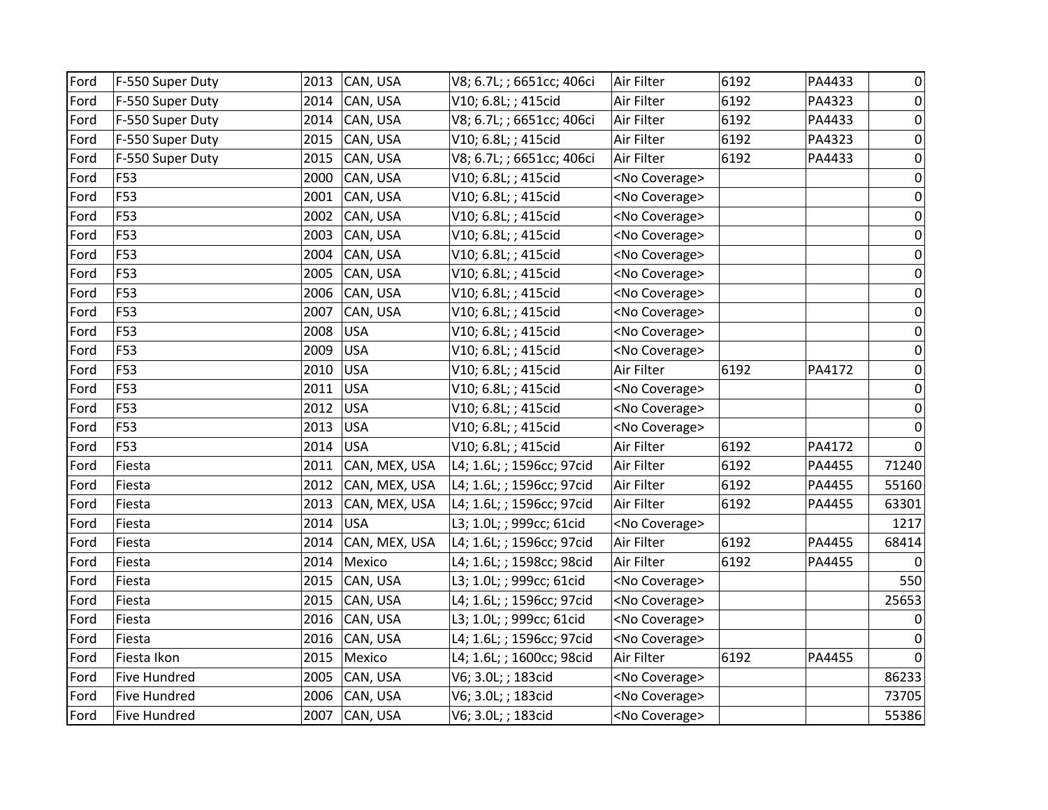| | | | | | | | | |
|---|---|---|---|---|---|---|---|---|
| Ford | F-550 Super Duty | 2013 | CAN, USA | V8; 6.7L; ; 6651cc; 406ci | Air Filter | 6192 | PA4433 | 0 |
| Ford | F-550 Super Duty | 2014 | CAN, USA | V10; 6.8L; ; 415cid | Air Filter | 6192 | PA4323 | 0 |
| Ford | F-550 Super Duty | 2014 | CAN, USA | V8; 6.7L; ; 6651cc; 406ci | Air Filter | 6192 | PA4433 | 0 |
| Ford | F-550 Super Duty | 2015 | CAN, USA | V10; 6.8L; ; 415cid | Air Filter | 6192 | PA4323 | 0 |
| Ford | F-550 Super Duty | 2015 | CAN, USA | V8; 6.7L; ; 6651cc; 406ci | Air Filter | 6192 | PA4433 | 0 |
| Ford | F53 | 2000 | CAN, USA | V10; 6.8L; ; 415cid | <No Coverage> | | | 0 |
| Ford | F53 | 2001 | CAN, USA | V10; 6.8L; ; 415cid | <No Coverage> | | | 0 |
| Ford | F53 | 2002 | CAN, USA | V10; 6.8L; ; 415cid | <No Coverage> | | | 0 |
| Ford | F53 | 2003 | CAN, USA | V10; 6.8L; ; 415cid | <No Coverage> | | | 0 |
| Ford | F53 | 2004 | CAN, USA | V10; 6.8L; ; 415cid | <No Coverage> | | | 0 |
| Ford | F53 | 2005 | CAN, USA | V10; 6.8L; ; 415cid | <No Coverage> | | | 0 |
| Ford | F53 | 2006 | CAN, USA | V10; 6.8L; ; 415cid | <No Coverage> | | | 0 |
| Ford | F53 | 2007 | CAN, USA | V10; 6.8L; ; 415cid | <No Coverage> | | | 0 |
| Ford | F53 | 2008 | USA | V10; 6.8L; ; 415cid | <No Coverage> | | | 0 |
| Ford | F53 | 2009 | USA | V10; 6.8L; ; 415cid | <No Coverage> | | | 0 |
| Ford | F53 | 2010 | USA | V10; 6.8L; ; 415cid | Air Filter | 6192 | PA4172 | 0 |
| Ford | F53 | 2011 | USA | V10; 6.8L; ; 415cid | <No Coverage> | | | 0 |
| Ford | F53 | 2012 | USA | V10; 6.8L; ; 415cid | <No Coverage> | | | 0 |
| Ford | F53 | 2013 | USA | V10; 6.8L; ; 415cid | <No Coverage> | | | 0 |
| Ford | F53 | 2014 | USA | V10; 6.8L; ; 415cid | Air Filter | 6192 | PA4172 | 0 |
| Ford | Fiesta | 2011 | CAN, MEX, USA | L4; 1.6L; ; 1596cc; 97cid | Air Filter | 6192 | PA4455 | 71240 |
| Ford | Fiesta | 2012 | CAN, MEX, USA | L4; 1.6L; ; 1596cc; 97cid | Air Filter | 6192 | PA4455 | 55160 |
| Ford | Fiesta | 2013 | CAN, MEX, USA | L4; 1.6L; ; 1596cc; 97cid | Air Filter | 6192 | PA4455 | 63301 |
| Ford | Fiesta | 2014 | USA | L3; 1.0L; ; 999cc; 61cid | <No Coverage> | | | 1217 |
| Ford | Fiesta | 2014 | CAN, MEX, USA | L4; 1.6L; ; 1596cc; 97cid | Air Filter | 6192 | PA4455 | 68414 |
| Ford | Fiesta | 2014 | Mexico | L4; 1.6L; ; 1598cc; 98cid | Air Filter | 6192 | PA4455 | 0 |
| Ford | Fiesta | 2015 | CAN, USA | L3; 1.0L; ; 999cc; 61cid | <No Coverage> | | | 550 |
| Ford | Fiesta | 2015 | CAN, USA | L4; 1.6L; ; 1596cc; 97cid | <No Coverage> | | | 25653 |
| Ford | Fiesta | 2016 | CAN, USA | L3; 1.0L; ; 999cc; 61cid | <No Coverage> | | | 0 |
| Ford | Fiesta | 2016 | CAN, USA | L4; 1.6L; ; 1596cc; 97cid | <No Coverage> | | | 0 |
| Ford | Fiesta Ikon | 2015 | Mexico | L4; 1.6L; ; 1600cc; 98cid | Air Filter | 6192 | PA4455 | 0 |
| Ford | Five Hundred | 2005 | CAN, USA | V6; 3.0L; ; 183cid | <No Coverage> | | | 86233 |
| Ford | Five Hundred | 2006 | CAN, USA | V6; 3.0L; ; 183cid | <No Coverage> | | | 73705 |
| Ford | Five Hundred | 2007 | CAN, USA | V6; 3.0L; ; 183cid | <No Coverage> | | | 55386 |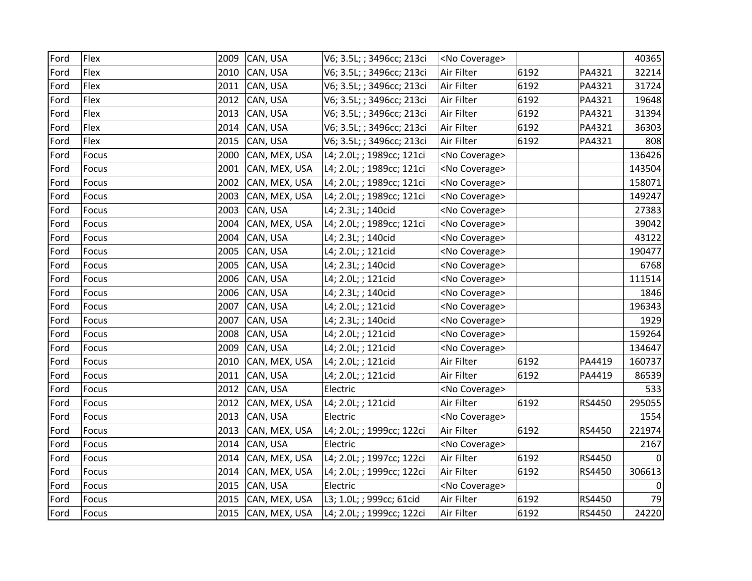| Ford | Flex | 2009 | CAN, USA | V6; 3.5L; ; 3496cc; 213ci | <No Coverage> | | | 40365 |
|---|---|---|---|---|---|---|---|---|
| Ford | Flex | 2010 | CAN, USA | V6; 3.5L; ; 3496cc; 213ci | Air Filter | 6192 | PA4321 | 32214 |
| Ford | Flex | 2011 | CAN, USA | V6; 3.5L; ; 3496cc; 213ci | Air Filter | 6192 | PA4321 | 31724 |
| Ford | Flex | 2012 | CAN, USA | V6; 3.5L; ; 3496cc; 213ci | Air Filter | 6192 | PA4321 | 19648 |
| Ford | Flex | 2013 | CAN, USA | V6; 3.5L; ; 3496cc; 213ci | Air Filter | 6192 | PA4321 | 31394 |
| Ford | Flex | 2014 | CAN, USA | V6; 3.5L; ; 3496cc; 213ci | Air Filter | 6192 | PA4321 | 36303 |
| Ford | Flex | 2015 | CAN, USA | V6; 3.5L; ; 3496cc; 213ci | Air Filter | 6192 | PA4321 | 808 |
| Ford | Focus | 2000 | CAN, MEX, USA | L4; 2.0L; ; 1989cc; 121ci | <No Coverage> | | | 136426 |
| Ford | Focus | 2001 | CAN, MEX, USA | L4; 2.0L; ; 1989cc; 121ci | <No Coverage> | | | 143504 |
| Ford | Focus | 2002 | CAN, MEX, USA | L4; 2.0L; ; 1989cc; 121ci | <No Coverage> | | | 158071 |
| Ford | Focus | 2003 | CAN, MEX, USA | L4; 2.0L; ; 1989cc; 121ci | <No Coverage> | | | 149247 |
| Ford | Focus | 2003 | CAN, USA | L4; 2.3L; ; 140cid | <No Coverage> | | | 27383 |
| Ford | Focus | 2004 | CAN, MEX, USA | L4; 2.0L; ; 1989cc; 121ci | <No Coverage> | | | 39042 |
| Ford | Focus | 2004 | CAN, USA | L4; 2.3L; ; 140cid | <No Coverage> | | | 43122 |
| Ford | Focus | 2005 | CAN, USA | L4; 2.0L; ; 121cid | <No Coverage> | | | 190477 |
| Ford | Focus | 2005 | CAN, USA | L4; 2.3L; ; 140cid | <No Coverage> | | | 6768 |
| Ford | Focus | 2006 | CAN, USA | L4; 2.0L; ; 121cid | <No Coverage> | | | 111514 |
| Ford | Focus | 2006 | CAN, USA | L4; 2.3L; ; 140cid | <No Coverage> | | | 1846 |
| Ford | Focus | 2007 | CAN, USA | L4; 2.0L; ; 121cid | <No Coverage> | | | 196343 |
| Ford | Focus | 2007 | CAN, USA | L4; 2.3L; ; 140cid | <No Coverage> | | | 1929 |
| Ford | Focus | 2008 | CAN, USA | L4; 2.0L; ; 121cid | <No Coverage> | | | 159264 |
| Ford | Focus | 2009 | CAN, USA | L4; 2.0L; ; 121cid | <No Coverage> | | | 134647 |
| Ford | Focus | 2010 | CAN, MEX, USA | L4; 2.0L; ; 121cid | Air Filter | 6192 | PA4419 | 160737 |
| Ford | Focus | 2011 | CAN, USA | L4; 2.0L; ; 121cid | Air Filter | 6192 | PA4419 | 86539 |
| Ford | Focus | 2012 | CAN, USA | Electric | <No Coverage> | | | 533 |
| Ford | Focus | 2012 | CAN, MEX, USA | L4; 2.0L; ; 121cid | Air Filter | 6192 | RS4450 | 295055 |
| Ford | Focus | 2013 | CAN, USA | Electric | <No Coverage> | | | 1554 |
| Ford | Focus | 2013 | CAN, MEX, USA | L4; 2.0L; ; 1999cc; 122ci | Air Filter | 6192 | RS4450 | 221974 |
| Ford | Focus | 2014 | CAN, USA | Electric | <No Coverage> | | | 2167 |
| Ford | Focus | 2014 | CAN, MEX, USA | L4; 2.0L; ; 1997cc; 122ci | Air Filter | 6192 | RS4450 | 0 |
| Ford | Focus | 2014 | CAN, MEX, USA | L4; 2.0L; ; 1999cc; 122ci | Air Filter | 6192 | RS4450 | 306613 |
| Ford | Focus | 2015 | CAN, USA | Electric | <No Coverage> | | | 0 |
| Ford | Focus | 2015 | CAN, MEX, USA | L3; 1.0L; ; 999cc; 61cid | Air Filter | 6192 | RS4450 | 79 |
| Ford | Focus | 2015 | CAN, MEX, USA | L4; 2.0L; ; 1999cc; 122ci | Air Filter | 6192 | RS4450 | 24220 |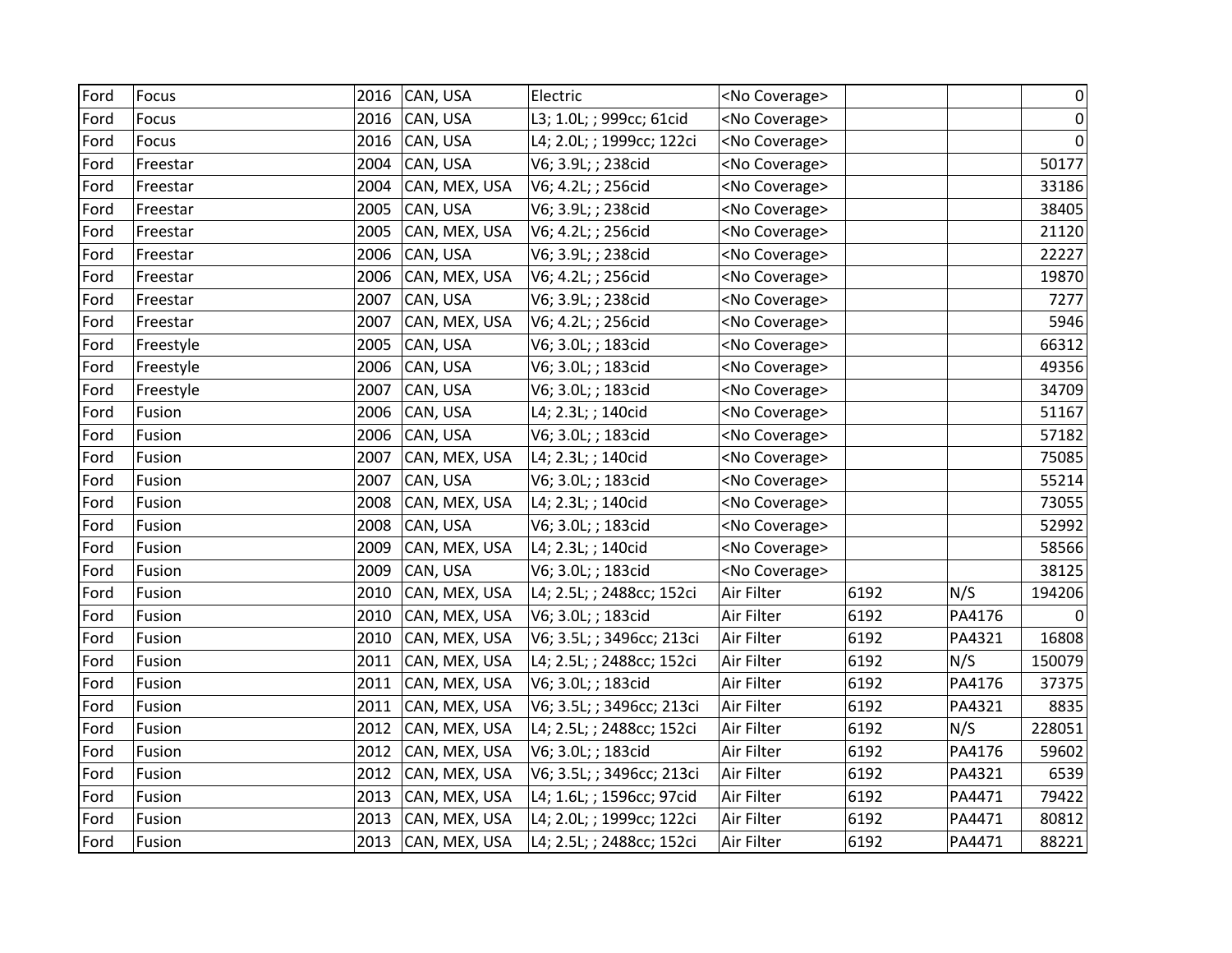| | | | | | | | | |
|---|---|---|---|---|---|---|---|---|
| Ford | Focus | 2016 | CAN, USA | Electric | <No Coverage> | | | 0 |
| Ford | Focus | 2016 | CAN, USA | L3; 1.0L; ; 999cc; 61cid | <No Coverage> | | | 0 |
| Ford | Focus | 2016 | CAN, USA | L4; 2.0L; ; 1999cc; 122ci | <No Coverage> | | | 0 |
| Ford | Freestar | 2004 | CAN, USA | V6; 3.9L; ; 238cid | <No Coverage> | | | 50177 |
| Ford | Freestar | 2004 | CAN, MEX, USA | V6; 4.2L; ; 256cid | <No Coverage> | | | 33186 |
| Ford | Freestar | 2005 | CAN, USA | V6; 3.9L; ; 238cid | <No Coverage> | | | 38405 |
| Ford | Freestar | 2005 | CAN, MEX, USA | V6; 4.2L; ; 256cid | <No Coverage> | | | 21120 |
| Ford | Freestar | 2006 | CAN, USA | V6; 3.9L; ; 238cid | <No Coverage> | | | 22227 |
| Ford | Freestar | 2006 | CAN, MEX, USA | V6; 4.2L; ; 256cid | <No Coverage> | | | 19870 |
| Ford | Freestar | 2007 | CAN, USA | V6; 3.9L; ; 238cid | <No Coverage> | | | 7277 |
| Ford | Freestar | 2007 | CAN, MEX, USA | V6; 4.2L; ; 256cid | <No Coverage> | | | 5946 |
| Ford | Freestyle | 2005 | CAN, USA | V6; 3.0L; ; 183cid | <No Coverage> | | | 66312 |
| Ford | Freestyle | 2006 | CAN, USA | V6; 3.0L; ; 183cid | <No Coverage> | | | 49356 |
| Ford | Freestyle | 2007 | CAN, USA | V6; 3.0L; ; 183cid | <No Coverage> | | | 34709 |
| Ford | Fusion | 2006 | CAN, USA | L4; 2.3L; ; 140cid | <No Coverage> | | | 51167 |
| Ford | Fusion | 2006 | CAN, USA | V6; 3.0L; ; 183cid | <No Coverage> | | | 57182 |
| Ford | Fusion | 2007 | CAN, MEX, USA | L4; 2.3L; ; 140cid | <No Coverage> | | | 75085 |
| Ford | Fusion | 2007 | CAN, USA | V6; 3.0L; ; 183cid | <No Coverage> | | | 55214 |
| Ford | Fusion | 2008 | CAN, MEX, USA | L4; 2.3L; ; 140cid | <No Coverage> | | | 73055 |
| Ford | Fusion | 2008 | CAN, USA | V6; 3.0L; ; 183cid | <No Coverage> | | | 52992 |
| Ford | Fusion | 2009 | CAN, MEX, USA | L4; 2.3L; ; 140cid | <No Coverage> | | | 58566 |
| Ford | Fusion | 2009 | CAN, USA | V6; 3.0L; ; 183cid | <No Coverage> | | | 38125 |
| Ford | Fusion | 2010 | CAN, MEX, USA | L4; 2.5L; ; 2488cc; 152ci | Air Filter | 6192 | N/S | 194206 |
| Ford | Fusion | 2010 | CAN, MEX, USA | V6; 3.0L; ; 183cid | Air Filter | 6192 | PA4176 | 0 |
| Ford | Fusion | 2010 | CAN, MEX, USA | V6; 3.5L; ; 3496cc; 213ci | Air Filter | 6192 | PA4321 | 16808 |
| Ford | Fusion | 2011 | CAN, MEX, USA | L4; 2.5L; ; 2488cc; 152ci | Air Filter | 6192 | N/S | 150079 |
| Ford | Fusion | 2011 | CAN, MEX, USA | V6; 3.0L; ; 183cid | Air Filter | 6192 | PA4176 | 37375 |
| Ford | Fusion | 2011 | CAN, MEX, USA | V6; 3.5L; ; 3496cc; 213ci | Air Filter | 6192 | PA4321 | 8835 |
| Ford | Fusion | 2012 | CAN, MEX, USA | L4; 2.5L; ; 2488cc; 152ci | Air Filter | 6192 | N/S | 228051 |
| Ford | Fusion | 2012 | CAN, MEX, USA | V6; 3.0L; ; 183cid | Air Filter | 6192 | PA4176 | 59602 |
| Ford | Fusion | 2012 | CAN, MEX, USA | V6; 3.5L; ; 3496cc; 213ci | Air Filter | 6192 | PA4321 | 6539 |
| Ford | Fusion | 2013 | CAN, MEX, USA | L4; 1.6L; ; 1596cc; 97cid | Air Filter | 6192 | PA4471 | 79422 |
| Ford | Fusion | 2013 | CAN, MEX, USA | L4; 2.0L; ; 1999cc; 122ci | Air Filter | 6192 | PA4471 | 80812 |
| Ford | Fusion | 2013 | CAN, MEX, USA | L4; 2.5L; ; 2488cc; 152ci | Air Filter | 6192 | PA4471 | 88221 |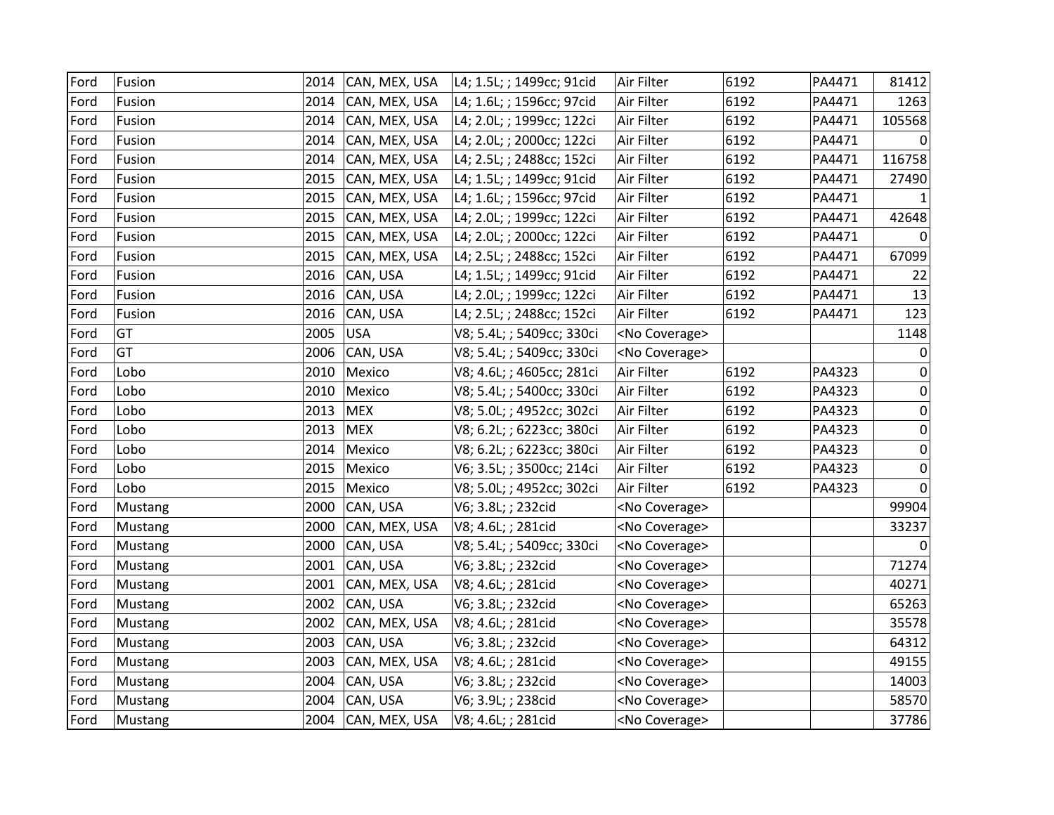| | | | | | | | | |
|---|---|---|---|---|---|---|---|---|
| Ford | Fusion | 2014 | CAN, MEX, USA | L4; 1.5L; ; 1499cc; 91cid | Air Filter | 6192 | PA4471 | 81412 |
| Ford | Fusion | 2014 | CAN, MEX, USA | L4; 1.6L; ; 1596cc; 97cid | Air Filter | 6192 | PA4471 | 1263 |
| Ford | Fusion | 2014 | CAN, MEX, USA | L4; 2.0L; ; 1999cc; 122ci | Air Filter | 6192 | PA4471 | 105568 |
| Ford | Fusion | 2014 | CAN, MEX, USA | L4; 2.0L; ; 2000cc; 122ci | Air Filter | 6192 | PA4471 | 0 |
| Ford | Fusion | 2014 | CAN, MEX, USA | L4; 2.5L; ; 2488cc; 152ci | Air Filter | 6192 | PA4471 | 116758 |
| Ford | Fusion | 2015 | CAN, MEX, USA | L4; 1.5L; ; 1499cc; 91cid | Air Filter | 6192 | PA4471 | 27490 |
| Ford | Fusion | 2015 | CAN, MEX, USA | L4; 1.6L; ; 1596cc; 97cid | Air Filter | 6192 | PA4471 | 1 |
| Ford | Fusion | 2015 | CAN, MEX, USA | L4; 2.0L; ; 1999cc; 122ci | Air Filter | 6192 | PA4471 | 42648 |
| Ford | Fusion | 2015 | CAN, MEX, USA | L4; 2.0L; ; 2000cc; 122ci | Air Filter | 6192 | PA4471 | 0 |
| Ford | Fusion | 2015 | CAN, MEX, USA | L4; 2.5L; ; 2488cc; 152ci | Air Filter | 6192 | PA4471 | 67099 |
| Ford | Fusion | 2016 | CAN, USA | L4; 1.5L; ; 1499cc; 91cid | Air Filter | 6192 | PA4471 | 22 |
| Ford | Fusion | 2016 | CAN, USA | L4; 2.0L; ; 1999cc; 122ci | Air Filter | 6192 | PA4471 | 13 |
| Ford | Fusion | 2016 | CAN, USA | L4; 2.5L; ; 2488cc; 152ci | Air Filter | 6192 | PA4471 | 123 |
| Ford | GT | 2005 | USA | V8; 5.4L; ; 5409cc; 330ci | <No Coverage> | | | 1148 |
| Ford | GT | 2006 | CAN, USA | V8; 5.4L; ; 5409cc; 330ci | <No Coverage> | | | 0 |
| Ford | Lobo | 2010 | Mexico | V8; 4.6L; ; 4605cc; 281ci | Air Filter | 6192 | PA4323 | 0 |
| Ford | Lobo | 2010 | Mexico | V8; 5.4L; ; 5400cc; 330ci | Air Filter | 6192 | PA4323 | 0 |
| Ford | Lobo | 2013 | MEX | V8; 5.0L; ; 4952cc; 302ci | Air Filter | 6192 | PA4323 | 0 |
| Ford | Lobo | 2013 | MEX | V8; 6.2L; ; 6223cc; 380ci | Air Filter | 6192 | PA4323 | 0 |
| Ford | Lobo | 2014 | Mexico | V8; 6.2L; ; 6223cc; 380ci | Air Filter | 6192 | PA4323 | 0 |
| Ford | Lobo | 2015 | Mexico | V6; 3.5L; ; 3500cc; 214ci | Air Filter | 6192 | PA4323 | 0 |
| Ford | Lobo | 2015 | Mexico | V8; 5.0L; ; 4952cc; 302ci | Air Filter | 6192 | PA4323 | 0 |
| Ford | Mustang | 2000 | CAN, USA | V6; 3.8L; ; 232cid | <No Coverage> | | | 99904 |
| Ford | Mustang | 2000 | CAN, MEX, USA | V8; 4.6L; ; 281cid | <No Coverage> | | | 33237 |
| Ford | Mustang | 2000 | CAN, USA | V8; 5.4L; ; 5409cc; 330ci | <No Coverage> | | | 0 |
| Ford | Mustang | 2001 | CAN, USA | V6; 3.8L; ; 232cid | <No Coverage> | | | 71274 |
| Ford | Mustang | 2001 | CAN, MEX, USA | V8; 4.6L; ; 281cid | <No Coverage> | | | 40271 |
| Ford | Mustang | 2002 | CAN, USA | V6; 3.8L; ; 232cid | <No Coverage> | | | 65263 |
| Ford | Mustang | 2002 | CAN, MEX, USA | V8; 4.6L; ; 281cid | <No Coverage> | | | 35578 |
| Ford | Mustang | 2003 | CAN, USA | V6; 3.8L; ; 232cid | <No Coverage> | | | 64312 |
| Ford | Mustang | 2003 | CAN, MEX, USA | V8; 4.6L; ; 281cid | <No Coverage> | | | 49155 |
| Ford | Mustang | 2004 | CAN, USA | V6; 3.8L; ; 232cid | <No Coverage> | | | 14003 |
| Ford | Mustang | 2004 | CAN, USA | V6; 3.9L; ; 238cid | <No Coverage> | | | 58570 |
| Ford | Mustang | 2004 | CAN, MEX, USA | V8; 4.6L; ; 281cid | <No Coverage> | | | 37786 |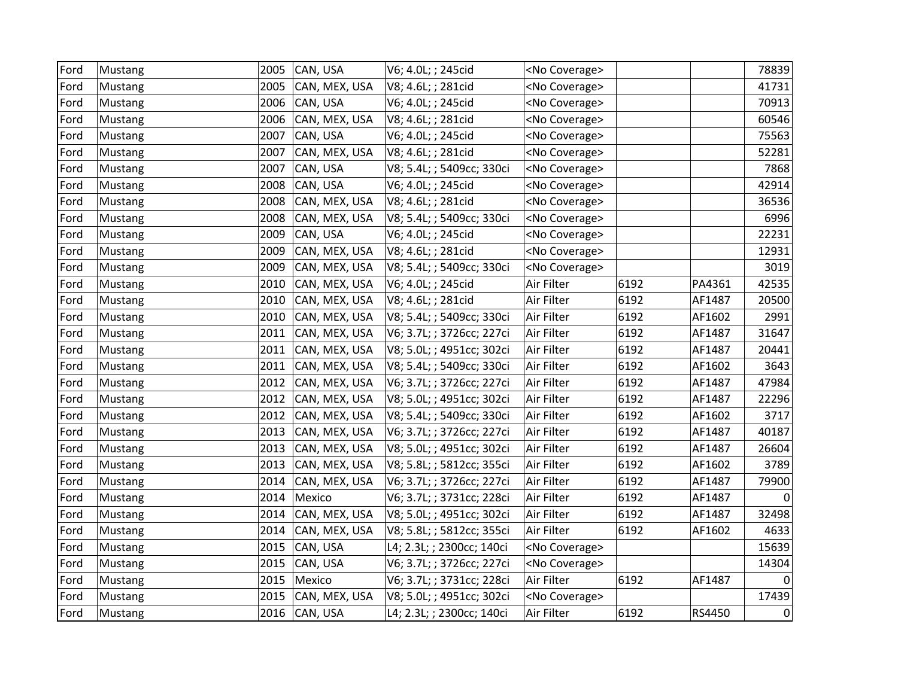| | | | | | | | | |
|---|---|---|---|---|---|---|---|---|
| Ford | Mustang | 2005 | CAN, USA | V6; 4.0L; ; 245cid | <No Coverage> | | | 78839 |
| Ford | Mustang | 2005 | CAN, MEX, USA | V8; 4.6L; ; 281cid | <No Coverage> | | | 41731 |
| Ford | Mustang | 2006 | CAN, USA | V6; 4.0L; ; 245cid | <No Coverage> | | | 70913 |
| Ford | Mustang | 2006 | CAN, MEX, USA | V8; 4.6L; ; 281cid | <No Coverage> | | | 60546 |
| Ford | Mustang | 2007 | CAN, USA | V6; 4.0L; ; 245cid | <No Coverage> | | | 75563 |
| Ford | Mustang | 2007 | CAN, MEX, USA | V8; 4.6L; ; 281cid | <No Coverage> | | | 52281 |
| Ford | Mustang | 2007 | CAN, USA | V8; 5.4L; ; 5409cc; 330ci | <No Coverage> | | | 7868 |
| Ford | Mustang | 2008 | CAN, USA | V6; 4.0L; ; 245cid | <No Coverage> | | | 42914 |
| Ford | Mustang | 2008 | CAN, MEX, USA | V8; 4.6L; ; 281cid | <No Coverage> | | | 36536 |
| Ford | Mustang | 2008 | CAN, MEX, USA | V8; 5.4L; ; 5409cc; 330ci | <No Coverage> | | | 6996 |
| Ford | Mustang | 2009 | CAN, USA | V6; 4.0L; ; 245cid | <No Coverage> | | | 22231 |
| Ford | Mustang | 2009 | CAN, MEX, USA | V8; 4.6L; ; 281cid | <No Coverage> | | | 12931 |
| Ford | Mustang | 2009 | CAN, MEX, USA | V8; 5.4L; ; 5409cc; 330ci | <No Coverage> | | | 3019 |
| Ford | Mustang | 2010 | CAN, MEX, USA | V6; 4.0L; ; 245cid | Air Filter | 6192 | PA4361 | 42535 |
| Ford | Mustang | 2010 | CAN, MEX, USA | V8; 4.6L; ; 281cid | Air Filter | 6192 | AF1487 | 20500 |
| Ford | Mustang | 2010 | CAN, MEX, USA | V8; 5.4L; ; 5409cc; 330ci | Air Filter | 6192 | AF1602 | 2991 |
| Ford | Mustang | 2011 | CAN, MEX, USA | V6; 3.7L; ; 3726cc; 227ci | Air Filter | 6192 | AF1487 | 31647 |
| Ford | Mustang | 2011 | CAN, MEX, USA | V8; 5.0L; ; 4951cc; 302ci | Air Filter | 6192 | AF1487 | 20441 |
| Ford | Mustang | 2011 | CAN, MEX, USA | V8; 5.4L; ; 5409cc; 330ci | Air Filter | 6192 | AF1602 | 3643 |
| Ford | Mustang | 2012 | CAN, MEX, USA | V6; 3.7L; ; 3726cc; 227ci | Air Filter | 6192 | AF1487 | 47984 |
| Ford | Mustang | 2012 | CAN, MEX, USA | V8; 5.0L; ; 4951cc; 302ci | Air Filter | 6192 | AF1487 | 22296 |
| Ford | Mustang | 2012 | CAN, MEX, USA | V8; 5.4L; ; 5409cc; 330ci | Air Filter | 6192 | AF1602 | 3717 |
| Ford | Mustang | 2013 | CAN, MEX, USA | V6; 3.7L; ; 3726cc; 227ci | Air Filter | 6192 | AF1487 | 40187 |
| Ford | Mustang | 2013 | CAN, MEX, USA | V8; 5.0L; ; 4951cc; 302ci | Air Filter | 6192 | AF1487 | 26604 |
| Ford | Mustang | 2013 | CAN, MEX, USA | V8; 5.8L; ; 5812cc; 355ci | Air Filter | 6192 | AF1602 | 3789 |
| Ford | Mustang | 2014 | CAN, MEX, USA | V6; 3.7L; ; 3726cc; 227ci | Air Filter | 6192 | AF1487 | 79900 |
| Ford | Mustang | 2014 | Mexico | V6; 3.7L; ; 3731cc; 228ci | Air Filter | 6192 | AF1487 | 0 |
| Ford | Mustang | 2014 | CAN, MEX, USA | V8; 5.0L; ; 4951cc; 302ci | Air Filter | 6192 | AF1487 | 32498 |
| Ford | Mustang | 2014 | CAN, MEX, USA | V8; 5.8L; ; 5812cc; 355ci | Air Filter | 6192 | AF1602 | 4633 |
| Ford | Mustang | 2015 | CAN, USA | L4; 2.3L; ; 2300cc; 140ci | <No Coverage> | | | 15639 |
| Ford | Mustang | 2015 | CAN, USA | V6; 3.7L; ; 3726cc; 227ci | <No Coverage> | | | 14304 |
| Ford | Mustang | 2015 | Mexico | V6; 3.7L; ; 3731cc; 228ci | Air Filter | 6192 | AF1487 | 0 |
| Ford | Mustang | 2015 | CAN, MEX, USA | V8; 5.0L; ; 4951cc; 302ci | <No Coverage> | | | 17439 |
| Ford | Mustang | 2016 | CAN, USA | L4; 2.3L; ; 2300cc; 140ci | Air Filter | 6192 | RS4450 | 0 |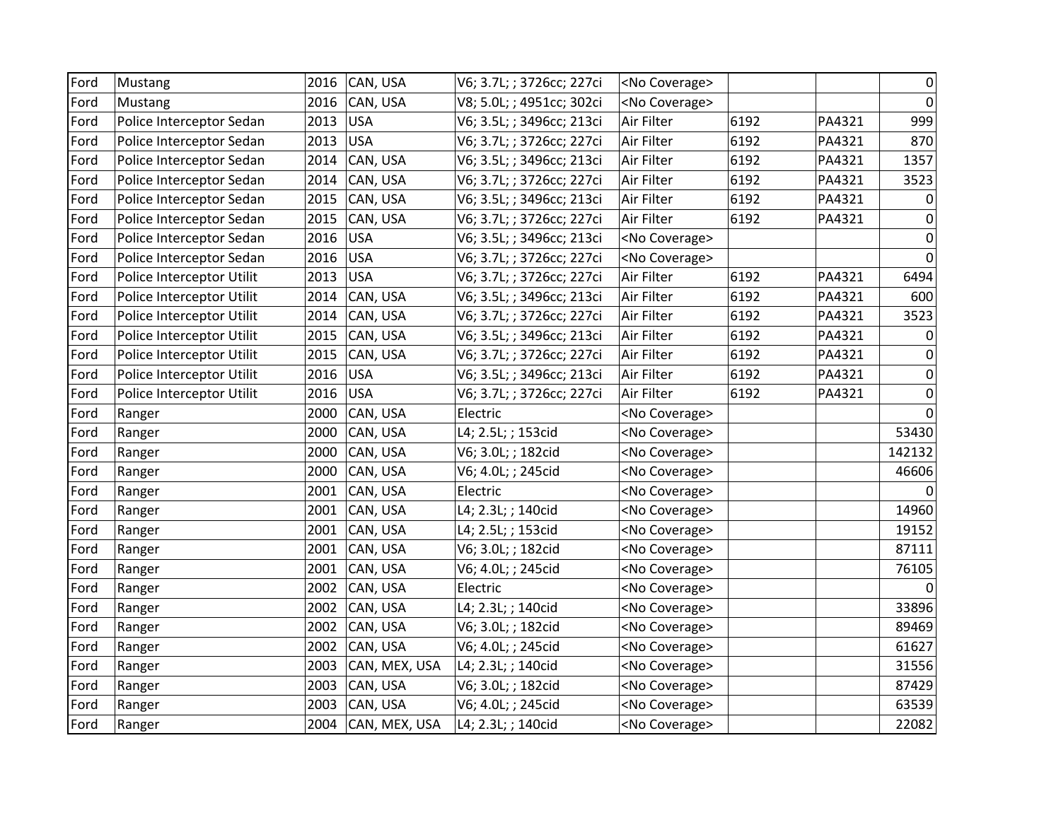| | | | | | | | | |
|---|---|---|---|---|---|---|---|---|
| Ford | Mustang | 2016 | CAN, USA | V6; 3.7L; ; 3726cc; 227ci | <No Coverage> | | | 0 |
| Ford | Mustang | 2016 | CAN, USA | V8; 5.0L; ; 4951cc; 302ci | <No Coverage> | | | 0 |
| Ford | Police Interceptor Sedan | 2013 | USA | V6; 3.5L; ; 3496cc; 213ci | Air Filter | 6192 | PA4321 | 999 |
| Ford | Police Interceptor Sedan | 2013 | USA | V6; 3.7L; ; 3726cc; 227ci | Air Filter | 6192 | PA4321 | 870 |
| Ford | Police Interceptor Sedan | 2014 | CAN, USA | V6; 3.5L; ; 3496cc; 213ci | Air Filter | 6192 | PA4321 | 1357 |
| Ford | Police Interceptor Sedan | 2014 | CAN, USA | V6; 3.7L; ; 3726cc; 227ci | Air Filter | 6192 | PA4321 | 3523 |
| Ford | Police Interceptor Sedan | 2015 | CAN, USA | V6; 3.5L; ; 3496cc; 213ci | Air Filter | 6192 | PA4321 | 0 |
| Ford | Police Interceptor Sedan | 2015 | CAN, USA | V6; 3.7L; ; 3726cc; 227ci | Air Filter | 6192 | PA4321 | 0 |
| Ford | Police Interceptor Sedan | 2016 | USA | V6; 3.5L; ; 3496cc; 213ci | <No Coverage> | | | 0 |
| Ford | Police Interceptor Sedan | 2016 | USA | V6; 3.7L; ; 3726cc; 227ci | <No Coverage> | | | 0 |
| Ford | Police Interceptor Utilit | 2013 | USA | V6; 3.7L; ; 3726cc; 227ci | Air Filter | 6192 | PA4321 | 6494 |
| Ford | Police Interceptor Utilit | 2014 | CAN, USA | V6; 3.5L; ; 3496cc; 213ci | Air Filter | 6192 | PA4321 | 600 |
| Ford | Police Interceptor Utilit | 2014 | CAN, USA | V6; 3.7L; ; 3726cc; 227ci | Air Filter | 6192 | PA4321 | 3523 |
| Ford | Police Interceptor Utilit | 2015 | CAN, USA | V6; 3.5L; ; 3496cc; 213ci | Air Filter | 6192 | PA4321 | 0 |
| Ford | Police Interceptor Utilit | 2015 | CAN, USA | V6; 3.7L; ; 3726cc; 227ci | Air Filter | 6192 | PA4321 | 0 |
| Ford | Police Interceptor Utilit | 2016 | USA | V6; 3.5L; ; 3496cc; 213ci | Air Filter | 6192 | PA4321 | 0 |
| Ford | Police Interceptor Utilit | 2016 | USA | V6; 3.7L; ; 3726cc; 227ci | Air Filter | 6192 | PA4321 | 0 |
| Ford | Ranger | 2000 | CAN, USA | Electric | <No Coverage> | | | 0 |
| Ford | Ranger | 2000 | CAN, USA | L4; 2.5L; ; 153cid | <No Coverage> | | | 53430 |
| Ford | Ranger | 2000 | CAN, USA | V6; 3.0L; ; 182cid | <No Coverage> | | | 142132 |
| Ford | Ranger | 2000 | CAN, USA | V6; 4.0L; ; 245cid | <No Coverage> | | | 46606 |
| Ford | Ranger | 2001 | CAN, USA | Electric | <No Coverage> | | | 0 |
| Ford | Ranger | 2001 | CAN, USA | L4; 2.3L; ; 140cid | <No Coverage> | | | 14960 |
| Ford | Ranger | 2001 | CAN, USA | L4; 2.5L; ; 153cid | <No Coverage> | | | 19152 |
| Ford | Ranger | 2001 | CAN, USA | V6; 3.0L; ; 182cid | <No Coverage> | | | 87111 |
| Ford | Ranger | 2001 | CAN, USA | V6; 4.0L; ; 245cid | <No Coverage> | | | 76105 |
| Ford | Ranger | 2002 | CAN, USA | Electric | <No Coverage> | | | 0 |
| Ford | Ranger | 2002 | CAN, USA | L4; 2.3L; ; 140cid | <No Coverage> | | | 33896 |
| Ford | Ranger | 2002 | CAN, USA | V6; 3.0L; ; 182cid | <No Coverage> | | | 89469 |
| Ford | Ranger | 2002 | CAN, USA | V6; 4.0L; ; 245cid | <No Coverage> | | | 61627 |
| Ford | Ranger | 2003 | CAN, MEX, USA | L4; 2.3L; ; 140cid | <No Coverage> | | | 31556 |
| Ford | Ranger | 2003 | CAN, USA | V6; 3.0L; ; 182cid | <No Coverage> | | | 87429 |
| Ford | Ranger | 2003 | CAN, USA | V6; 4.0L; ; 245cid | <No Coverage> | | | 63539 |
| Ford | Ranger | 2004 | CAN, MEX, USA | L4; 2.3L; ; 140cid | <No Coverage> | | | 22082 |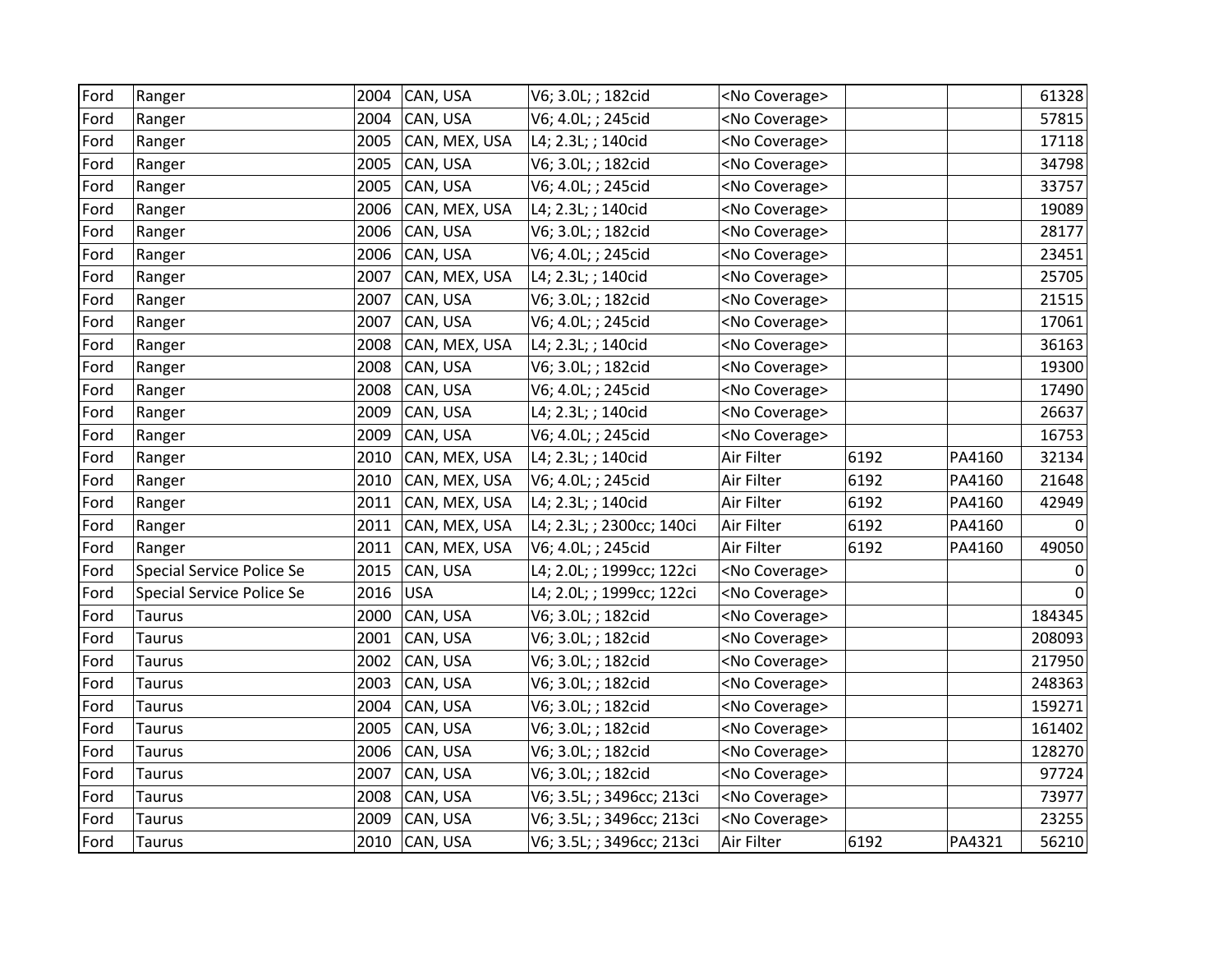| | | | | | | | | |
|---|---|---|---|---|---|---|---|---|
| Ford | Ranger | 2004 | CAN, USA | V6; 3.0L; ; 182cid | <No Coverage> | | | 61328 |
| Ford | Ranger | 2004 | CAN, USA | V6; 4.0L; ; 245cid | <No Coverage> | | | 57815 |
| Ford | Ranger | 2005 | CAN, MEX, USA | L4; 2.3L; ; 140cid | <No Coverage> | | | 17118 |
| Ford | Ranger | 2005 | CAN, USA | V6; 3.0L; ; 182cid | <No Coverage> | | | 34798 |
| Ford | Ranger | 2005 | CAN, USA | V6; 4.0L; ; 245cid | <No Coverage> | | | 33757 |
| Ford | Ranger | 2006 | CAN, MEX, USA | L4; 2.3L; ; 140cid | <No Coverage> | | | 19089 |
| Ford | Ranger | 2006 | CAN, USA | V6; 3.0L; ; 182cid | <No Coverage> | | | 28177 |
| Ford | Ranger | 2006 | CAN, USA | V6; 4.0L; ; 245cid | <No Coverage> | | | 23451 |
| Ford | Ranger | 2007 | CAN, MEX, USA | L4; 2.3L; ; 140cid | <No Coverage> | | | 25705 |
| Ford | Ranger | 2007 | CAN, USA | V6; 3.0L; ; 182cid | <No Coverage> | | | 21515 |
| Ford | Ranger | 2007 | CAN, USA | V6; 4.0L; ; 245cid | <No Coverage> | | | 17061 |
| Ford | Ranger | 2008 | CAN, MEX, USA | L4; 2.3L; ; 140cid | <No Coverage> | | | 36163 |
| Ford | Ranger | 2008 | CAN, USA | V6; 3.0L; ; 182cid | <No Coverage> | | | 19300 |
| Ford | Ranger | 2008 | CAN, USA | V6; 4.0L; ; 245cid | <No Coverage> | | | 17490 |
| Ford | Ranger | 2009 | CAN, USA | L4; 2.3L; ; 140cid | <No Coverage> | | | 26637 |
| Ford | Ranger | 2009 | CAN, USA | V6; 4.0L; ; 245cid | <No Coverage> | | | 16753 |
| Ford | Ranger | 2010 | CAN, MEX, USA | L4; 2.3L; ; 140cid | Air Filter | 6192 | PA4160 | 32134 |
| Ford | Ranger | 2010 | CAN, MEX, USA | V6; 4.0L; ; 245cid | Air Filter | 6192 | PA4160 | 21648 |
| Ford | Ranger | 2011 | CAN, MEX, USA | L4; 2.3L; ; 140cid | Air Filter | 6192 | PA4160 | 42949 |
| Ford | Ranger | 2011 | CAN, MEX, USA | L4; 2.3L; ; 2300cc; 140ci | Air Filter | 6192 | PA4160 | 0 |
| Ford | Ranger | 2011 | CAN, MEX, USA | V6; 4.0L; ; 245cid | Air Filter | 6192 | PA4160 | 49050 |
| Ford | Special Service Police Se | 2015 | CAN, USA | L4; 2.0L; ; 1999cc; 122ci | <No Coverage> | | | 0 |
| Ford | Special Service Police Se | 2016 | USA | L4; 2.0L; ; 1999cc; 122ci | <No Coverage> | | | 0 |
| Ford | Taurus | 2000 | CAN, USA | V6; 3.0L; ; 182cid | <No Coverage> | | | 184345 |
| Ford | Taurus | 2001 | CAN, USA | V6; 3.0L; ; 182cid | <No Coverage> | | | 208093 |
| Ford | Taurus | 2002 | CAN, USA | V6; 3.0L; ; 182cid | <No Coverage> | | | 217950 |
| Ford | Taurus | 2003 | CAN, USA | V6; 3.0L; ; 182cid | <No Coverage> | | | 248363 |
| Ford | Taurus | 2004 | CAN, USA | V6; 3.0L; ; 182cid | <No Coverage> | | | 159271 |
| Ford | Taurus | 2005 | CAN, USA | V6; 3.0L; ; 182cid | <No Coverage> | | | 161402 |
| Ford | Taurus | 2006 | CAN, USA | V6; 3.0L; ; 182cid | <No Coverage> | | | 128270 |
| Ford | Taurus | 2007 | CAN, USA | V6; 3.0L; ; 182cid | <No Coverage> | | | 97724 |
| Ford | Taurus | 2008 | CAN, USA | V6; 3.5L; ; 3496cc; 213ci | <No Coverage> | | | 73977 |
| Ford | Taurus | 2009 | CAN, USA | V6; 3.5L; ; 3496cc; 213ci | <No Coverage> | | | 23255 |
| Ford | Taurus | 2010 | CAN, USA | V6; 3.5L; ; 3496cc; 213ci | Air Filter | 6192 | PA4321 | 56210 |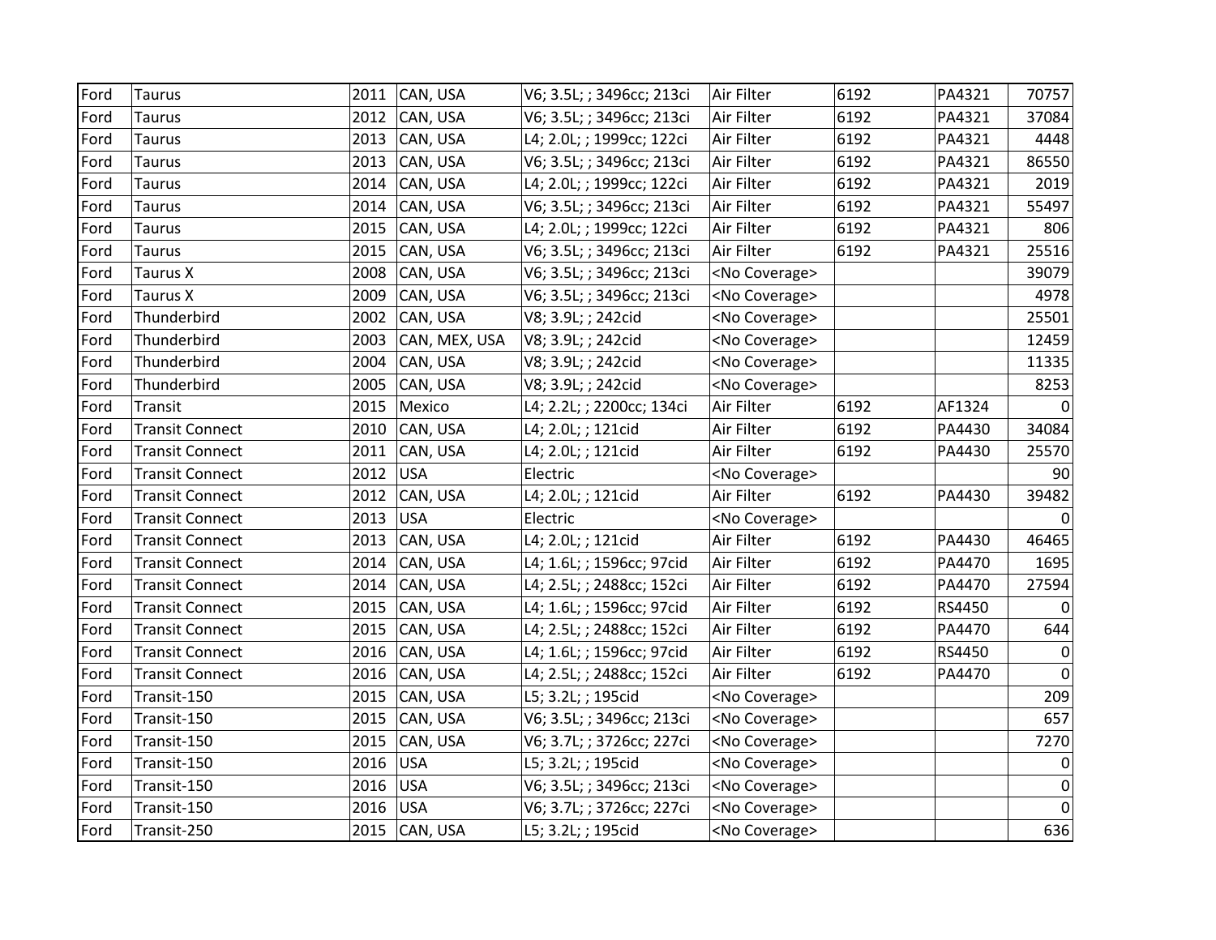| | | | | | | | | |
|---|---|---|---|---|---|---|---|---|
| Ford | Taurus | 2011 | CAN, USA | V6; 3.5L; ; 3496cc; 213ci | Air Filter | 6192 | PA4321 | 70757 |
| Ford | Taurus | 2012 | CAN, USA | V6; 3.5L; ; 3496cc; 213ci | Air Filter | 6192 | PA4321 | 37084 |
| Ford | Taurus | 2013 | CAN, USA | L4; 2.0L; ; 1999cc; 122ci | Air Filter | 6192 | PA4321 | 4448 |
| Ford | Taurus | 2013 | CAN, USA | V6; 3.5L; ; 3496cc; 213ci | Air Filter | 6192 | PA4321 | 86550 |
| Ford | Taurus | 2014 | CAN, USA | L4; 2.0L; ; 1999cc; 122ci | Air Filter | 6192 | PA4321 | 2019 |
| Ford | Taurus | 2014 | CAN, USA | V6; 3.5L; ; 3496cc; 213ci | Air Filter | 6192 | PA4321 | 55497 |
| Ford | Taurus | 2015 | CAN, USA | L4; 2.0L; ; 1999cc; 122ci | Air Filter | 6192 | PA4321 | 806 |
| Ford | Taurus | 2015 | CAN, USA | V6; 3.5L; ; 3496cc; 213ci | Air Filter | 6192 | PA4321 | 25516 |
| Ford | Taurus X | 2008 | CAN, USA | V6; 3.5L; ; 3496cc; 213ci | <No Coverage> | | | 39079 |
| Ford | Taurus X | 2009 | CAN, USA | V6; 3.5L; ; 3496cc; 213ci | <No Coverage> | | | 4978 |
| Ford | Thunderbird | 2002 | CAN, USA | V8; 3.9L; ; 242cid | <No Coverage> | | | 25501 |
| Ford | Thunderbird | 2003 | CAN, MEX, USA | V8; 3.9L; ; 242cid | <No Coverage> | | | 12459 |
| Ford | Thunderbird | 2004 | CAN, USA | V8; 3.9L; ; 242cid | <No Coverage> | | | 11335 |
| Ford | Thunderbird | 2005 | CAN, USA | V8; 3.9L; ; 242cid | <No Coverage> | | | 8253 |
| Ford | Transit | 2015 | Mexico | L4; 2.2L; ; 2200cc; 134ci | Air Filter | 6192 | AF1324 | 0 |
| Ford | Transit Connect | 2010 | CAN, USA | L4; 2.0L; ; 121cid | Air Filter | 6192 | PA4430 | 34084 |
| Ford | Transit Connect | 2011 | CAN, USA | L4; 2.0L; ; 121cid | Air Filter | 6192 | PA4430 | 25570 |
| Ford | Transit Connect | 2012 | USA | Electric | <No Coverage> | | | 90 |
| Ford | Transit Connect | 2012 | CAN, USA | L4; 2.0L; ; 121cid | Air Filter | 6192 | PA4430 | 39482 |
| Ford | Transit Connect | 2013 | USA | Electric | <No Coverage> | | | 0 |
| Ford | Transit Connect | 2013 | CAN, USA | L4; 2.0L; ; 121cid | Air Filter | 6192 | PA4430 | 46465 |
| Ford | Transit Connect | 2014 | CAN, USA | L4; 1.6L; ; 1596cc; 97cid | Air Filter | 6192 | PA4470 | 1695 |
| Ford | Transit Connect | 2014 | CAN, USA | L4; 2.5L; ; 2488cc; 152ci | Air Filter | 6192 | PA4470 | 27594 |
| Ford | Transit Connect | 2015 | CAN, USA | L4; 1.6L; ; 1596cc; 97cid | Air Filter | 6192 | RS4450 | 0 |
| Ford | Transit Connect | 2015 | CAN, USA | L4; 2.5L; ; 2488cc; 152ci | Air Filter | 6192 | PA4470 | 644 |
| Ford | Transit Connect | 2016 | CAN, USA | L4; 1.6L; ; 1596cc; 97cid | Air Filter | 6192 | RS4450 | 0 |
| Ford | Transit Connect | 2016 | CAN, USA | L4; 2.5L; ; 2488cc; 152ci | Air Filter | 6192 | PA4470 | 0 |
| Ford | Transit-150 | 2015 | CAN, USA | L5; 3.2L; ; 195cid | <No Coverage> | | | 209 |
| Ford | Transit-150 | 2015 | CAN, USA | V6; 3.5L; ; 3496cc; 213ci | <No Coverage> | | | 657 |
| Ford | Transit-150 | 2015 | CAN, USA | V6; 3.7L; ; 3726cc; 227ci | <No Coverage> | | | 7270 |
| Ford | Transit-150 | 2016 | USA | L5; 3.2L; ; 195cid | <No Coverage> | | | 0 |
| Ford | Transit-150 | 2016 | USA | V6; 3.5L; ; 3496cc; 213ci | <No Coverage> | | | 0 |
| Ford | Transit-150 | 2016 | USA | V6; 3.7L; ; 3726cc; 227ci | <No Coverage> | | | 0 |
| Ford | Transit-250 | 2015 | CAN, USA | L5; 3.2L; ; 195cid | <No Coverage> | | | 636 |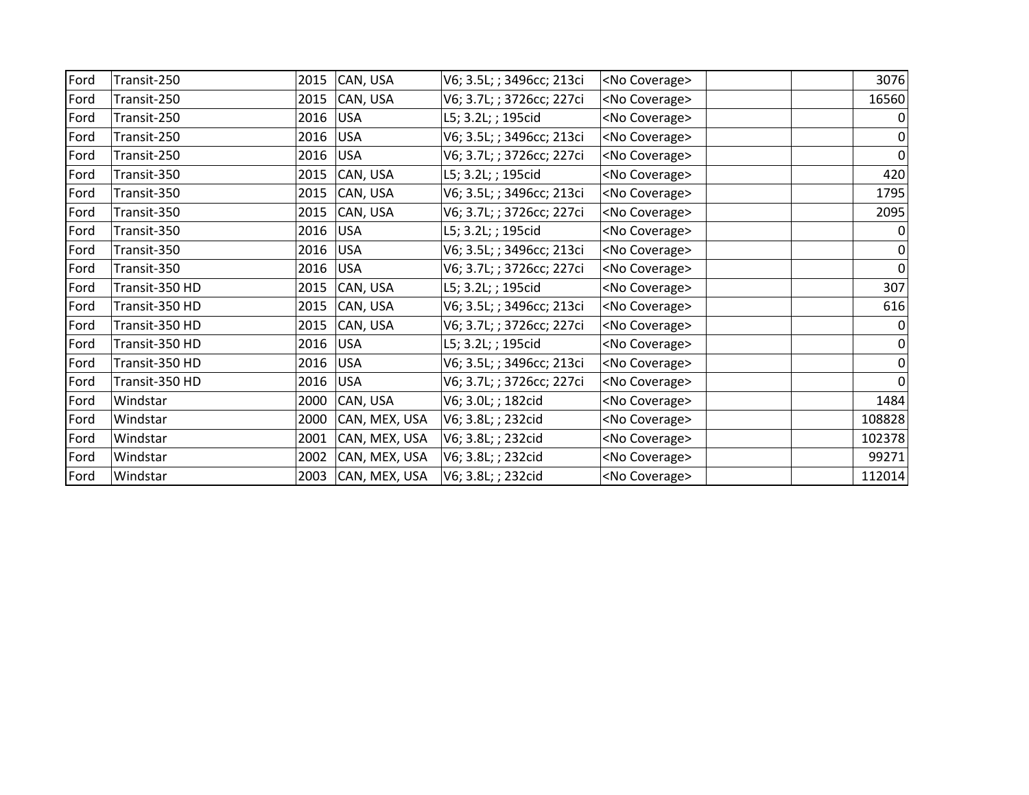| | | | | | | | | |
|---|---|---|---|---|---|---|---|---|
| Ford | Transit-250 | 2015 | CAN, USA | V6; 3.5L; ; 3496cc; 213ci | <No Coverage> | | | 3076 |
| Ford | Transit-250 | 2015 | CAN, USA | V6; 3.7L; ; 3726cc; 227ci | <No Coverage> | | | 16560 |
| Ford | Transit-250 | 2016 | USA | L5; 3.2L; ; 195cid | <No Coverage> | | | 0 |
| Ford | Transit-250 | 2016 | USA | V6; 3.5L; ; 3496cc; 213ci | <No Coverage> | | | 0 |
| Ford | Transit-250 | 2016 | USA | V6; 3.7L; ; 3726cc; 227ci | <No Coverage> | | | 0 |
| Ford | Transit-350 | 2015 | CAN, USA | L5; 3.2L; ; 195cid | <No Coverage> | | | 420 |
| Ford | Transit-350 | 2015 | CAN, USA | V6; 3.5L; ; 3496cc; 213ci | <No Coverage> | | | 1795 |
| Ford | Transit-350 | 2015 | CAN, USA | V6; 3.7L; ; 3726cc; 227ci | <No Coverage> | | | 2095 |
| Ford | Transit-350 | 2016 | USA | L5; 3.2L; ; 195cid | <No Coverage> | | | 0 |
| Ford | Transit-350 | 2016 | USA | V6; 3.5L; ; 3496cc; 213ci | <No Coverage> | | | 0 |
| Ford | Transit-350 | 2016 | USA | V6; 3.7L; ; 3726cc; 227ci | <No Coverage> | | | 0 |
| Ford | Transit-350 HD | 2015 | CAN, USA | L5; 3.2L; ; 195cid | <No Coverage> | | | 307 |
| Ford | Transit-350 HD | 2015 | CAN, USA | V6; 3.5L; ; 3496cc; 213ci | <No Coverage> | | | 616 |
| Ford | Transit-350 HD | 2015 | CAN, USA | V6; 3.7L; ; 3726cc; 227ci | <No Coverage> | | | 0 |
| Ford | Transit-350 HD | 2016 | USA | L5; 3.2L; ; 195cid | <No Coverage> | | | 0 |
| Ford | Transit-350 HD | 2016 | USA | V6; 3.5L; ; 3496cc; 213ci | <No Coverage> | | | 0 |
| Ford | Transit-350 HD | 2016 | USA | V6; 3.7L; ; 3726cc; 227ci | <No Coverage> | | | 0 |
| Ford | Windstar | 2000 | CAN, USA | V6; 3.0L; ; 182cid | <No Coverage> | | | 1484 |
| Ford | Windstar | 2000 | CAN, MEX, USA | V6; 3.8L; ; 232cid | <No Coverage> | | | 108828 |
| Ford | Windstar | 2001 | CAN, MEX, USA | V6; 3.8L; ; 232cid | <No Coverage> | | | 102378 |
| Ford | Windstar | 2002 | CAN, MEX, USA | V6; 3.8L; ; 232cid | <No Coverage> | | | 99271 |
| Ford | Windstar | 2003 | CAN, MEX, USA | V6; 3.8L; ; 232cid | <No Coverage> | | | 112014 |